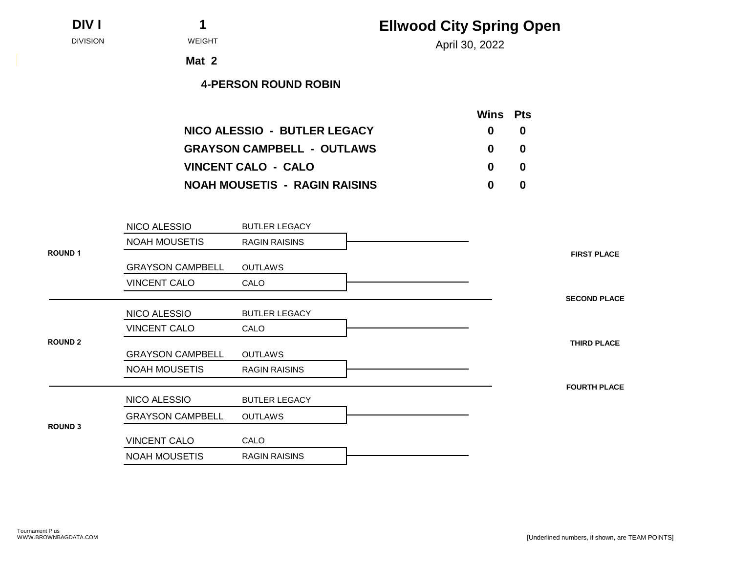**DIV I** — DIVISION

**1** — WEIGHT

**Mat 2**

# Ellwood City Spring Open

April 30, 2022

## 4-PERSON ROUND ROBIN

| | Wins | Pts |
|---|---|---|
| **NICO ALESSIO - BUTLER LEGACY** | **0** | **0** |
| **GRAYSON CAMPBELL - OUTLAWS** | **0** | **0** |
| **VINCENT CALO - CALO** | **0** | **0** |
| **NOAH MOUSETIS - RAGIN RAISINS** | **0** | **0** |

**ROUND 1**

| Wrestler | Team |
|---|---|
| NICO ALESSIO | BUTLER LEGACY |
| NOAH MOUSETIS | RAGIN RAISINS |

| Wrestler | Team |
|---|---|
| GRAYSON CAMPBELL | OUTLAWS |
| VINCENT CALO | CALO |

**ROUND 2**

| Wrestler | Team |
|---|---|
| NICO ALESSIO | BUTLER LEGACY |
| VINCENT CALO | CALO |

| Wrestler | Team |
|---|---|
| GRAYSON CAMPBELL | OUTLAWS |
| NOAH MOUSETIS | RAGIN RAISINS |

**ROUND 3**

| Wrestler | Team |
|---|---|
| NICO ALESSIO | BUTLER LEGACY |
| GRAYSON CAMPBELL | OUTLAWS |

| Wrestler | Team |
|---|---|
| VINCENT CALO | CALO |
| NOAH MOUSETIS | RAGIN RAISINS |

**FIRST PLACE**

**SECOND PLACE**

**THIRD PLACE**

**FOURTH PLACE**

Tournament Plus
WWW.BROWNBAGDATA.COM

[Underlined numbers, if shown, are TEAM POINTS]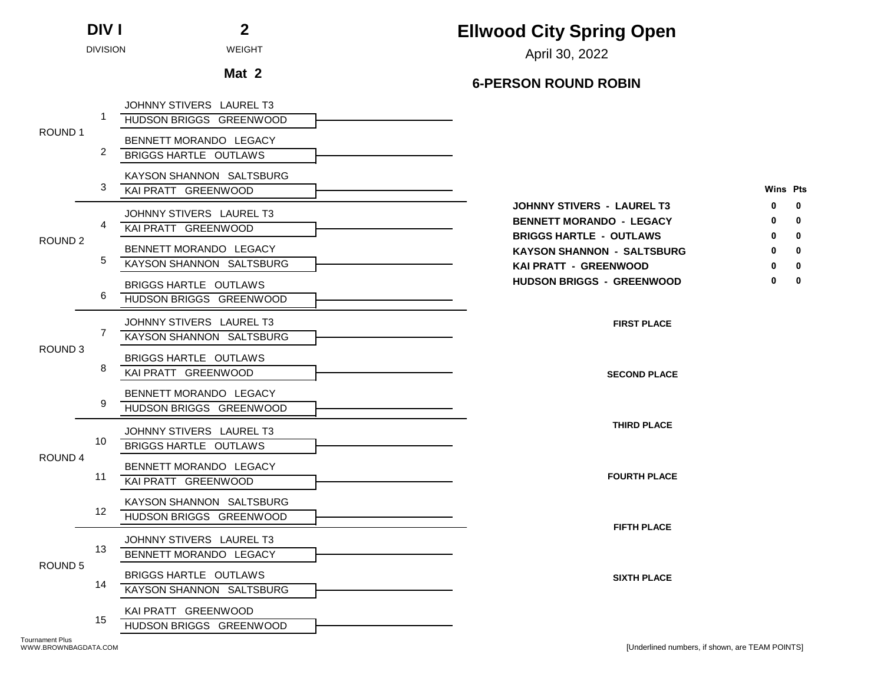**DIV I** — DIVISION

**2** — WEIGHT

**Mat 2**

# Ellwood City Spring Open

April 30, 2022

## 6-PERSON ROUND ROBIN

| Round | Bout | Wrestler 1 | Wrestler 2 |
|---|---|---|---|
| ROUND 1 | 1 | JOHNNY STIVERS LAUREL T3 | HUDSON BRIGGS GREENWOOD |
| | 2 | BENNETT MORANDO LEGACY | BRIGGS HARTLE OUTLAWS |
| | 3 | KAYSON SHANNON SALTSBURG | KAI PRATT GREENWOOD |
| ROUND 2 | 4 | JOHNNY STIVERS LAUREL T3 | KAI PRATT GREENWOOD |
| | 5 | BENNETT MORANDO LEGACY | KAYSON SHANNON SALTSBURG |
| | 6 | BRIGGS HARTLE OUTLAWS | HUDSON BRIGGS GREENWOOD |
| ROUND 3 | 7 | JOHNNY STIVERS LAUREL T3 | KAYSON SHANNON SALTSBURG |
| | 8 | BRIGGS HARTLE OUTLAWS | KAI PRATT GREENWOOD |
| | 9 | BENNETT MORANDO LEGACY | HUDSON BRIGGS GREENWOOD |
| ROUND 4 | 10 | JOHNNY STIVERS LAUREL T3 | BRIGGS HARTLE OUTLAWS |
| | 11 | BENNETT MORANDO LEGACY | KAI PRATT GREENWOOD |
| | 12 | KAYSON SHANNON SALTSBURG | HUDSON BRIGGS GREENWOOD |
| ROUND 5 | 13 | JOHNNY STIVERS LAUREL T3 | BENNETT MORANDO LEGACY |
| | 14 | BRIGGS HARTLE OUTLAWS | KAYSON SHANNON SALTSBURG |
| | 15 | KAI PRATT GREENWOOD | HUDSON BRIGGS GREENWOOD |

| Wrestler | Wins | Pts |
|---|---|---|
| **JOHNNY STIVERS - LAUREL T3** | 0 | 0 |
| **BENNETT MORANDO - LEGACY** | 0 | 0 |
| **BRIGGS HARTLE - OUTLAWS** | 0 | 0 |
| **KAYSON SHANNON - SALTSBURG** | 0 | 0 |
| **KAI PRATT - GREENWOOD** | 0 | 0 |
| **HUDSON BRIGGS - GREENWOOD** | 0 | 0 |

**FIRST PLACE**

**SECOND PLACE**

**THIRD PLACE**

**FOURTH PLACE**

**FIFTH PLACE**

**SIXTH PLACE**

Tournament Plus
WWW.BROWNBAGDATA.COM

[Underlined numbers, if shown, are TEAM POINTS]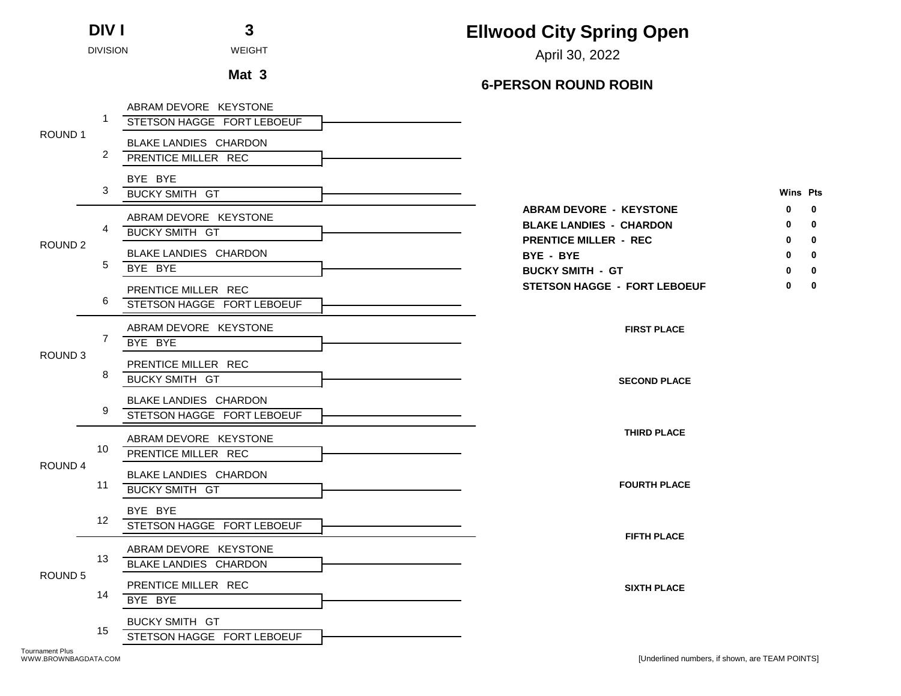**DIV I** — DIVISION

**3** — WEIGHT

**Mat 3**

# Ellwood City Spring Open

April 30, 2022

## 6-PERSON ROUND ROBIN

| Round | Bout | Wrestlers |
| --- | --- | --- |
| ROUND 1 | 1 | ABRAM DEVORE KEYSTONE / STETSON HAGGE FORT LEBOEUF |
| | 2 | BLAKE LANDIES CHARDON / PRENTICE MILLER REC |
| | 3 | BYE BYE / BUCKY SMITH GT |
| ROUND 2 | 4 | ABRAM DEVORE KEYSTONE / BUCKY SMITH GT |
| | 5 | BLAKE LANDIES CHARDON / BYE BYE |
| | 6 | PRENTICE MILLER REC / STETSON HAGGE FORT LEBOEUF |
| ROUND 3 | 7 | ABRAM DEVORE KEYSTONE / BYE BYE |
| | 8 | PRENTICE MILLER REC / BUCKY SMITH GT |
| | 9 | BLAKE LANDIES CHARDON / STETSON HAGGE FORT LEBOEUF |
| ROUND 4 | 10 | ABRAM DEVORE KEYSTONE / PRENTICE MILLER REC |
| | 11 | BLAKE LANDIES CHARDON / BUCKY SMITH GT |
| | 12 | BYE BYE / STETSON HAGGE FORT LEBOEUF |
| ROUND 5 | 13 | ABRAM DEVORE KEYSTONE / BLAKE LANDIES CHARDON |
| | 14 | PRENTICE MILLER REC / BYE BYE |
| | 15 | BUCKY SMITH GT / STETSON HAGGE FORT LEBOEUF |

| | Wins | Pts |
| --- | --- | --- |
| **ABRAM DEVORE - KEYSTONE** | 0 | 0 |
| **BLAKE LANDIES - CHARDON** | 0 | 0 |
| **PRENTICE MILLER - REC** | 0 | 0 |
| **BYE - BYE** | 0 | 0 |
| **BUCKY SMITH - GT** | 0 | 0 |
| **STETSON HAGGE - FORT LEBOEUF** | 0 | 0 |

**FIRST PLACE**

**SECOND PLACE**

**THIRD PLACE**

**FOURTH PLACE**

**FIFTH PLACE**

**SIXTH PLACE**

Tournament Plus
WWW.BROWNBAGDATA.COM

[Underlined numbers, if shown, are TEAM POINTS]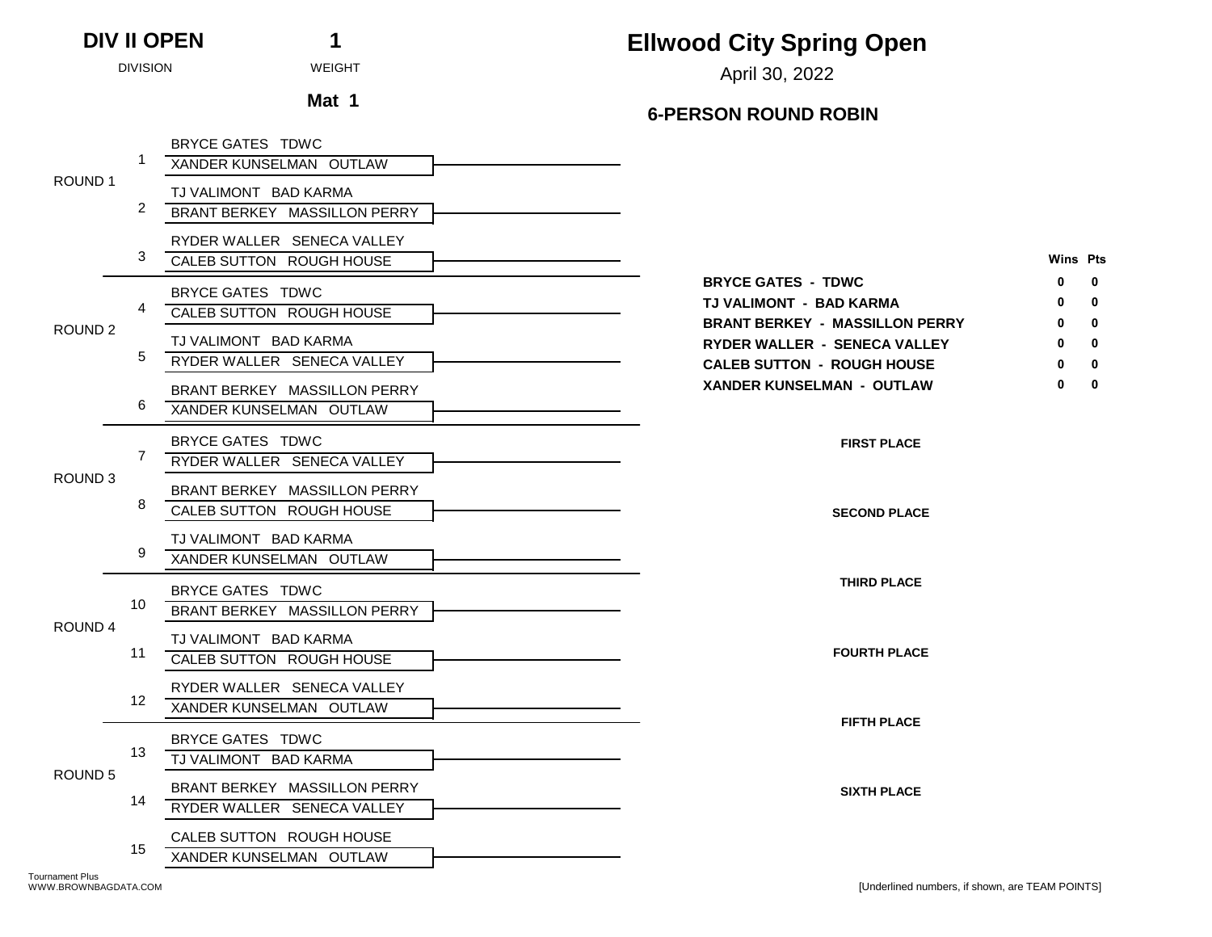**DIV II OPEN** — DIVISION

**1** — WEIGHT

**Mat 1**

# Ellwood City Spring Open

April 30, 2022

## 6-PERSON ROUND ROBIN

| Round | Match | Wrestler | Wrestler | Result |
|---|---|---|---|---|
| ROUND 1 | 1 | BRYCE GATES TDWC | XANDER KUNSELMAN OUTLAW | |
| | 2 | TJ VALIMONT BAD KARMA | BRANT BERKEY MASSILLON PERRY | |
| | 3 | RYDER WALLER SENECA VALLEY | CALEB SUTTON ROUGH HOUSE | |
| ROUND 2 | 4 | BRYCE GATES TDWC | CALEB SUTTON ROUGH HOUSE | |
| | 5 | TJ VALIMONT BAD KARMA | RYDER WALLER SENECA VALLEY | |
| | 6 | BRANT BERKEY MASSILLON PERRY | XANDER KUNSELMAN OUTLAW | |
| ROUND 3 | 7 | BRYCE GATES TDWC | RYDER WALLER SENECA VALLEY | |
| | 8 | BRANT BERKEY MASSILLON PERRY | CALEB SUTTON ROUGH HOUSE | |
| | 9 | TJ VALIMONT BAD KARMA | XANDER KUNSELMAN OUTLAW | |
| ROUND 4 | 10 | BRYCE GATES TDWC | BRANT BERKEY MASSILLON PERRY | |
| | 11 | TJ VALIMONT BAD KARMA | CALEB SUTTON ROUGH HOUSE | |
| | 12 | RYDER WALLER SENECA VALLEY | XANDER KUNSELMAN OUTLAW | |
| ROUND 5 | 13 | BRYCE GATES TDWC | TJ VALIMONT BAD KARMA | |
| | 14 | BRANT BERKEY MASSILLON PERRY | RYDER WALLER SENECA VALLEY | |
| | 15 | CALEB SUTTON ROUGH HOUSE | XANDER KUNSELMAN OUTLAW | |

| Wrestler | Wins | Pts |
|---|---|---|
| **BRYCE GATES - TDWC** | 0 | 0 |
| **TJ VALIMONT - BAD KARMA** | 0 | 0 |
| **BRANT BERKEY - MASSILLON PERRY** | 0 | 0 |
| **RYDER WALLER - SENECA VALLEY** | 0 | 0 |
| **CALEB SUTTON - ROUGH HOUSE** | 0 | 0 |
| **XANDER KUNSELMAN - OUTLAW** | 0 | 0 |

**FIRST PLACE**

**SECOND PLACE**

**THIRD PLACE**

**FOURTH PLACE**

**FIFTH PLACE**

**SIXTH PLACE**

Tournament Plus
WWW.BROWNBAGDATA.COM

[Underlined numbers, if shown, are TEAM POINTS]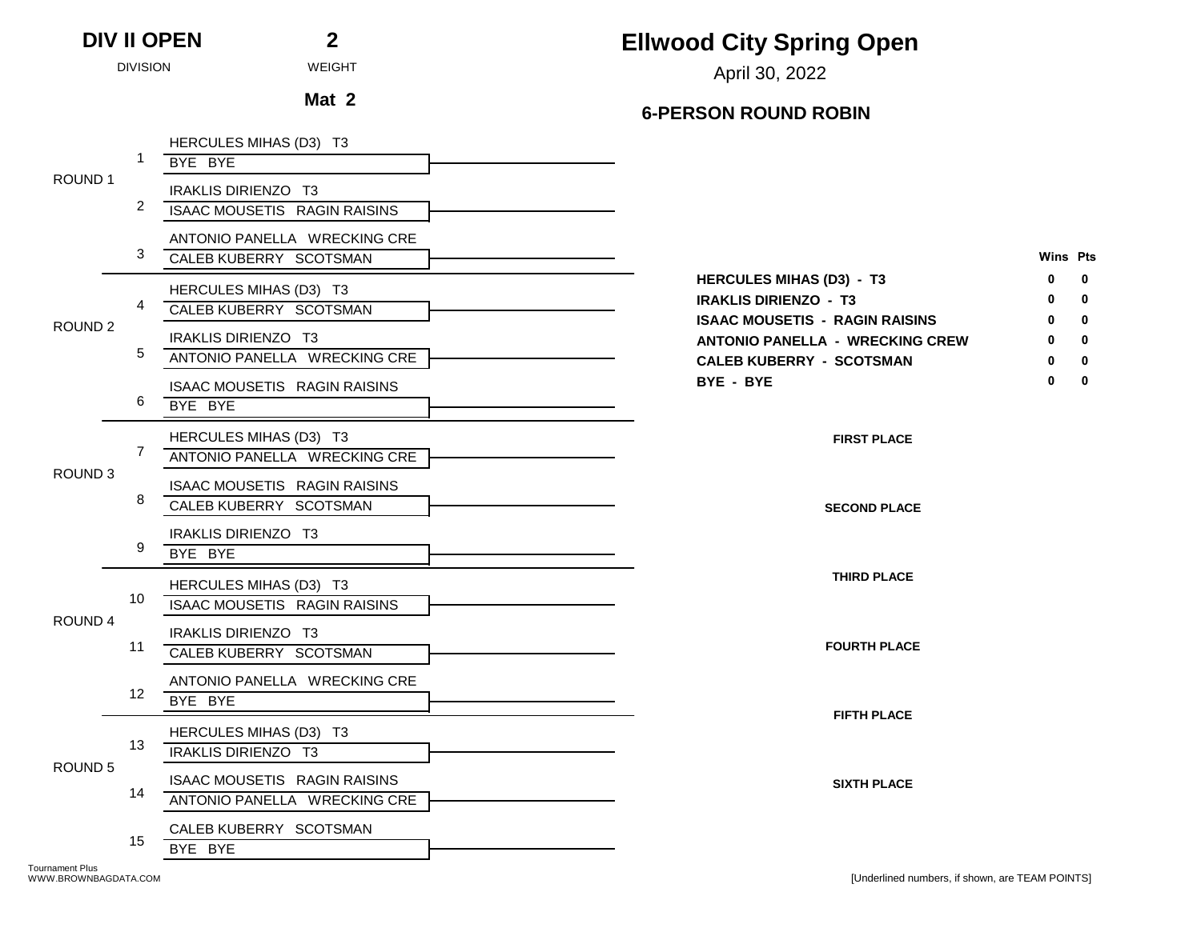# Ellwood City Spring Open

April 30, 2022

**DIV II OPEN** — DIVISION

**2** — WEIGHT

**Mat 2**

## 6-PERSON ROUND ROBIN

| Round | Bout | Wrestler 1 | Wrestler 2 | Result |
|---|---|---|---|---|
| ROUND 1 | 1 | HERCULES MIHAS (D3) T3 | BYE BYE | |
| | 2 | IRAKLIS DIRIENZO T3 | ISAAC MOUSETIS RAGIN RAISINS | |
| | 3 | ANTONIO PANELLA WRECKING CRE | CALEB KUBERRY SCOTSMAN | |
| ROUND 2 | 4 | HERCULES MIHAS (D3) T3 | CALEB KUBERRY SCOTSMAN | |
| | 5 | IRAKLIS DIRIENZO T3 | ANTONIO PANELLA WRECKING CRE | |
| | 6 | ISAAC MOUSETIS RAGIN RAISINS | BYE BYE | |
| ROUND 3 | 7 | HERCULES MIHAS (D3) T3 | ANTONIO PANELLA WRECKING CRE | |
| | 8 | ISAAC MOUSETIS RAGIN RAISINS | CALEB KUBERRY SCOTSMAN | |
| | 9 | IRAKLIS DIRIENZO T3 | BYE BYE | |
| ROUND 4 | 10 | HERCULES MIHAS (D3) T3 | ISAAC MOUSETIS RAGIN RAISINS | |
| | 11 | IRAKLIS DIRIENZO T3 | CALEB KUBERRY SCOTSMAN | |
| | 12 | ANTONIO PANELLA WRECKING CRE | BYE BYE | |
| ROUND 5 | 13 | HERCULES MIHAS (D3) T3 | IRAKLIS DIRIENZO T3 | |
| | 14 | ISAAC MOUSETIS RAGIN RAISINS | ANTONIO PANELLA WRECKING CRE | |
| | 15 | CALEB KUBERRY SCOTSMAN | BYE BYE | |

| Wrestler | Wins | Pts |
|---|---|---|
| **HERCULES MIHAS (D3) - T3** | 0 | 0 |
| **IRAKLIS DIRIENZO - T3** | 0 | 0 |
| **ISAAC MOUSETIS - RAGIN RAISINS** | 0 | 0 |
| **ANTONIO PANELLA - WRECKING CREW** | 0 | 0 |
| **CALEB KUBERRY - SCOTSMAN** | 0 | 0 |
| **BYE - BYE** | 0 | 0 |

**FIRST PLACE**

**SECOND PLACE**

**THIRD PLACE**

**FOURTH PLACE**

**FIFTH PLACE**

**SIXTH PLACE**

Tournament Plus
WWW.BROWNBAGDATA.COM

[Underlined numbers, if shown, are TEAM POINTS]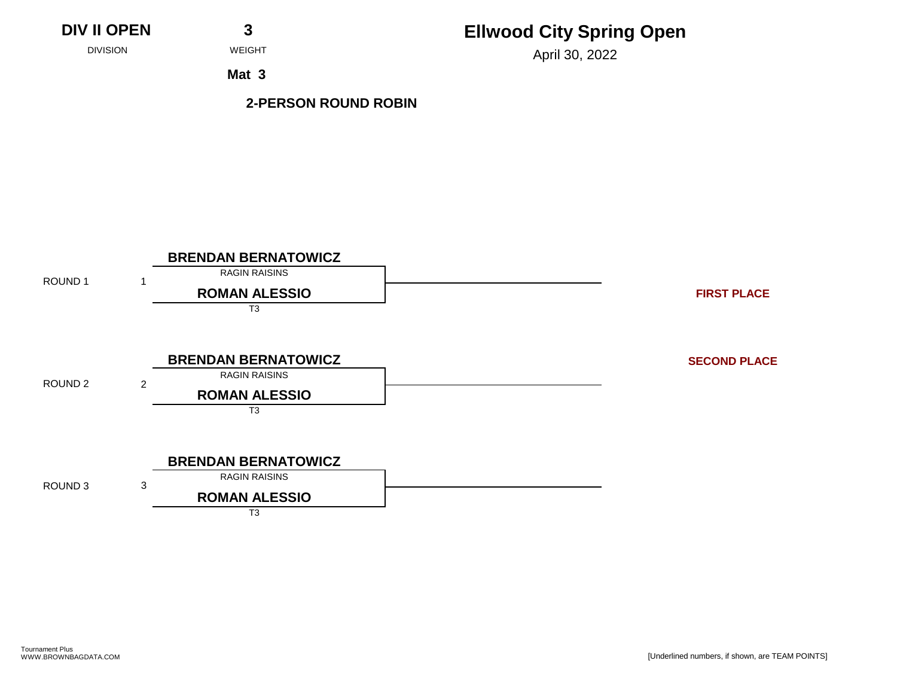**DIV II OPEN** — DIVISION

**3** — WEIGHT

**Mat 3**

# Ellwood City Spring Open

April 30, 2022

## 2-PERSON ROUND ROBIN

| Round | Bout | Wrestler | Team |
|---|---|---|---|
| ROUND 1 | 1 | **BRENDAN BERNATOWICZ** | RAGIN RAISINS |
| | | **ROMAN ALESSIO** | T3 |
| ROUND 2 | 2 | **BRENDAN BERNATOWICZ** | RAGIN RAISINS |
| | | **ROMAN ALESSIO** | T3 |
| ROUND 3 | 3 | **BRENDAN BERNATOWICZ** | RAGIN RAISINS |
| | | **ROMAN ALESSIO** | T3 |

**FIRST PLACE**

**SECOND PLACE**

Tournament Plus
WWW.BROWNBAGDATA.COM

[Underlined numbers, if shown, are TEAM POINTS]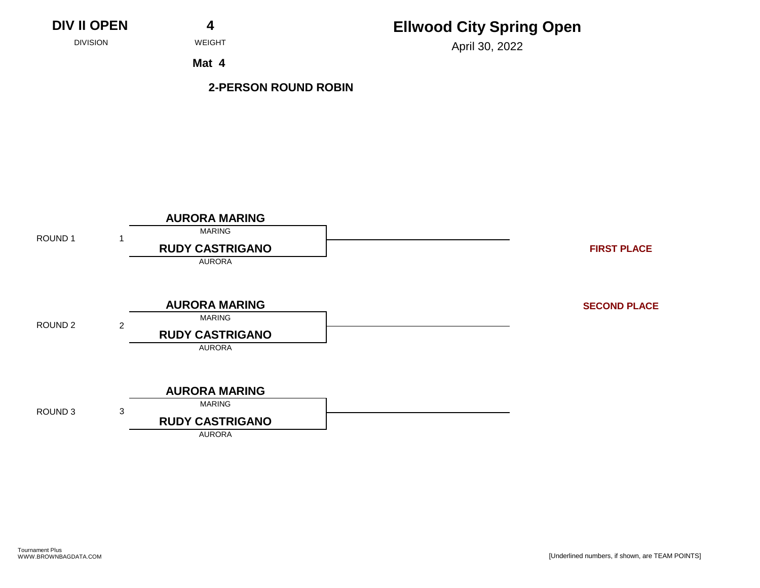**DIV II OPEN**
DIVISION

**4**
WEIGHT

**Mat 4**

# Ellwood City Spring Open

April 30, 2022

**2-PERSON ROUND ROBIN**

| Round | Bout | Wrestler | Team |
|---|---|---|---|
| ROUND 1 | 1 | **AURORA MARING** | MARING |
| | | **RUDY CASTRIGANO** | AURORA |
| ROUND 2 | 2 | **AURORA MARING** | MARING |
| | | **RUDY CASTRIGANO** | AURORA |
| ROUND 3 | 3 | **AURORA MARING** | MARING |
| | | **RUDY CASTRIGANO** | AURORA |

**FIRST PLACE**

**SECOND PLACE**

Tournament Plus
WWW.BROWNBAGDATA.COM

[Underlined numbers, if shown, are TEAM POINTS]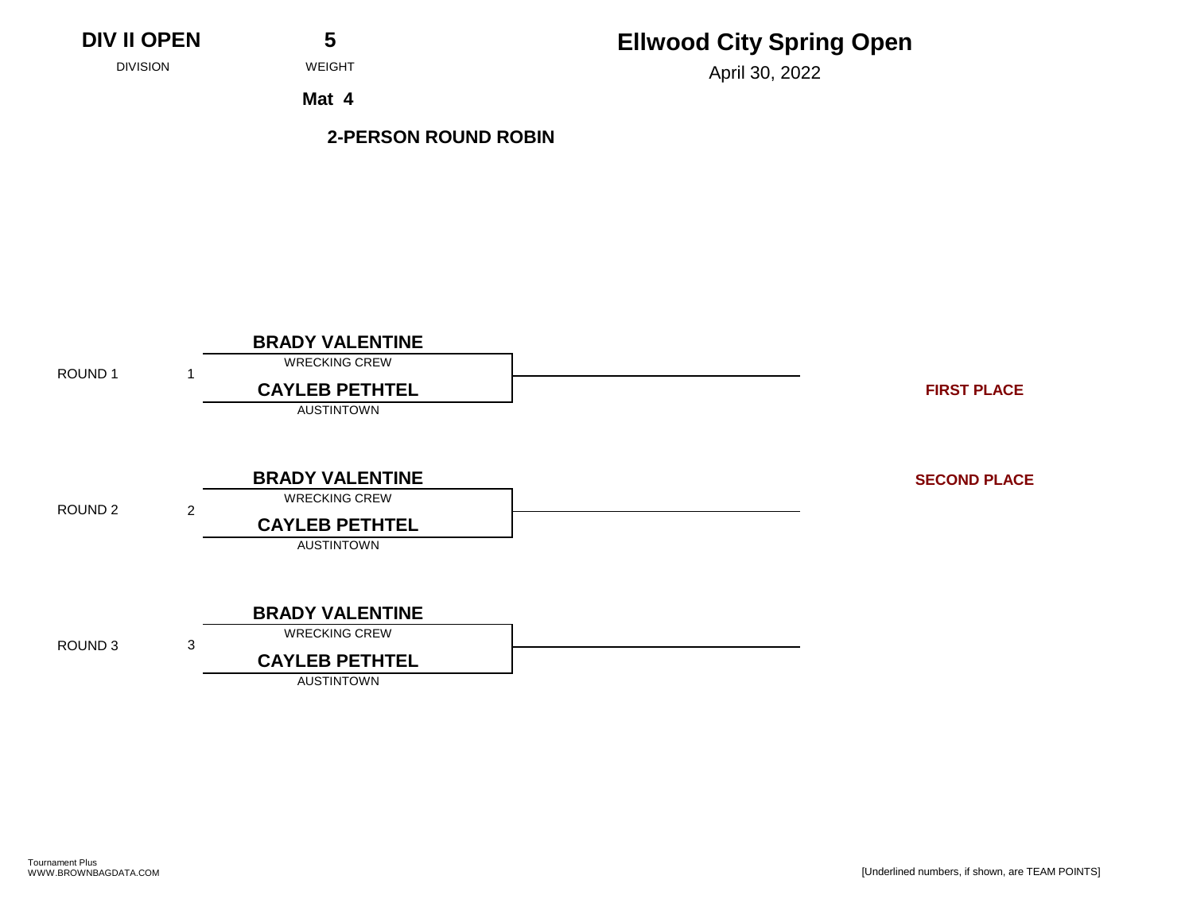**DIV II OPEN**
DIVISION

**5**
WEIGHT

**Mat 4**

# Ellwood City Spring Open

April 30, 2022

**2-PERSON ROUND ROBIN**

| Round | Bout | Wrestler | Team |
|---|---|---|---|
| ROUND 1 | 1 | **BRADY VALENTINE** | WRECKING CREW |
| | | **CAYLEB PETHTEL** | AUSTINTOWN |
| ROUND 2 | 2 | **BRADY VALENTINE** | WRECKING CREW |
| | | **CAYLEB PETHTEL** | AUSTINTOWN |
| ROUND 3 | 3 | **BRADY VALENTINE** | WRECKING CREW |
| | | **CAYLEB PETHTEL** | AUSTINTOWN |

**FIRST PLACE**

**SECOND PLACE**

Tournament Plus
WWW.BROWNBAGDATA.COM

[Underlined numbers, if shown, are TEAM POINTS]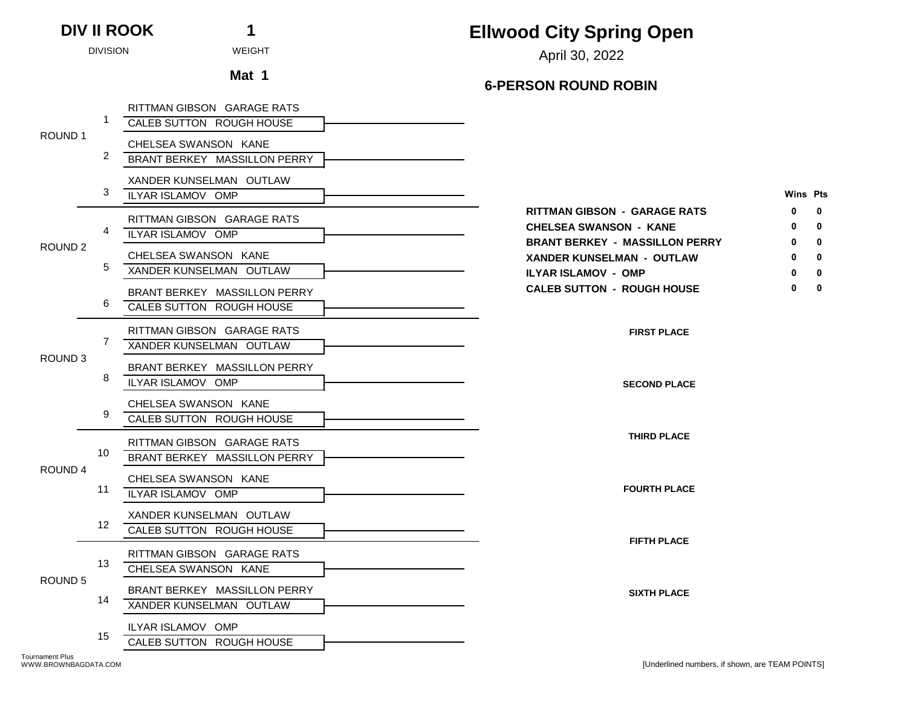**DIV II ROOK** — DIVISION

**1** — WEIGHT

**Mat 1**

# Ellwood City Spring Open

April 30, 2022

## 6-PERSON ROUND ROBIN

| Round | Bout | Wrestlers |
|---|---|---|
| ROUND 1 | 1 | RITTMAN GIBSON GARAGE RATS vs. CALEB SUTTON ROUGH HOUSE |
| | 2 | CHELSEA SWANSON KANE vs. BRANT BERKEY MASSILLON PERRY |
| | 3 | XANDER KUNSELMAN OUTLAW vs. ILYAR ISLAMOV OMP |
| ROUND 2 | 4 | RITTMAN GIBSON GARAGE RATS vs. ILYAR ISLAMOV OMP |
| | 5 | CHELSEA SWANSON KANE vs. XANDER KUNSELMAN OUTLAW |
| | 6 | BRANT BERKEY MASSILLON PERRY vs. CALEB SUTTON ROUGH HOUSE |
| ROUND 3 | 7 | RITTMAN GIBSON GARAGE RATS vs. XANDER KUNSELMAN OUTLAW |
| | 8 | BRANT BERKEY MASSILLON PERRY vs. ILYAR ISLAMOV OMP |
| | 9 | CHELSEA SWANSON KANE vs. CALEB SUTTON ROUGH HOUSE |
| ROUND 4 | 10 | RITTMAN GIBSON GARAGE RATS vs. BRANT BERKEY MASSILLON PERRY |
| | 11 | CHELSEA SWANSON KANE vs. ILYAR ISLAMOV OMP |
| | 12 | XANDER KUNSELMAN OUTLAW vs. CALEB SUTTON ROUGH HOUSE |
| ROUND 5 | 13 | RITTMAN GIBSON GARAGE RATS vs. CHELSEA SWANSON KANE |
| | 14 | BRANT BERKEY MASSILLON PERRY vs. XANDER KUNSELMAN OUTLAW |
| | 15 | ILYAR ISLAMOV OMP vs. CALEB SUTTON ROUGH HOUSE |

| Wrestler | Wins | Pts |
|---|---|---|
| **RITTMAN GIBSON - GARAGE RATS** | **0** | **0** |
| **CHELSEA SWANSON - KANE** | **0** | **0** |
| **BRANT BERKEY - MASSILLON PERRY** | **0** | **0** |
| **XANDER KUNSELMAN - OUTLAW** | **0** | **0** |
| **ILYAR ISLAMOV - OMP** | **0** | **0** |
| **CALEB SUTTON - ROUGH HOUSE** | **0** | **0** |

**FIRST PLACE**

**SECOND PLACE**

**THIRD PLACE**

**FOURTH PLACE**

**FIFTH PLACE**

**SIXTH PLACE**

Tournament Plus
WWW.BROWNBAGDATA.COM

[Underlined numbers, if shown, are TEAM POINTS]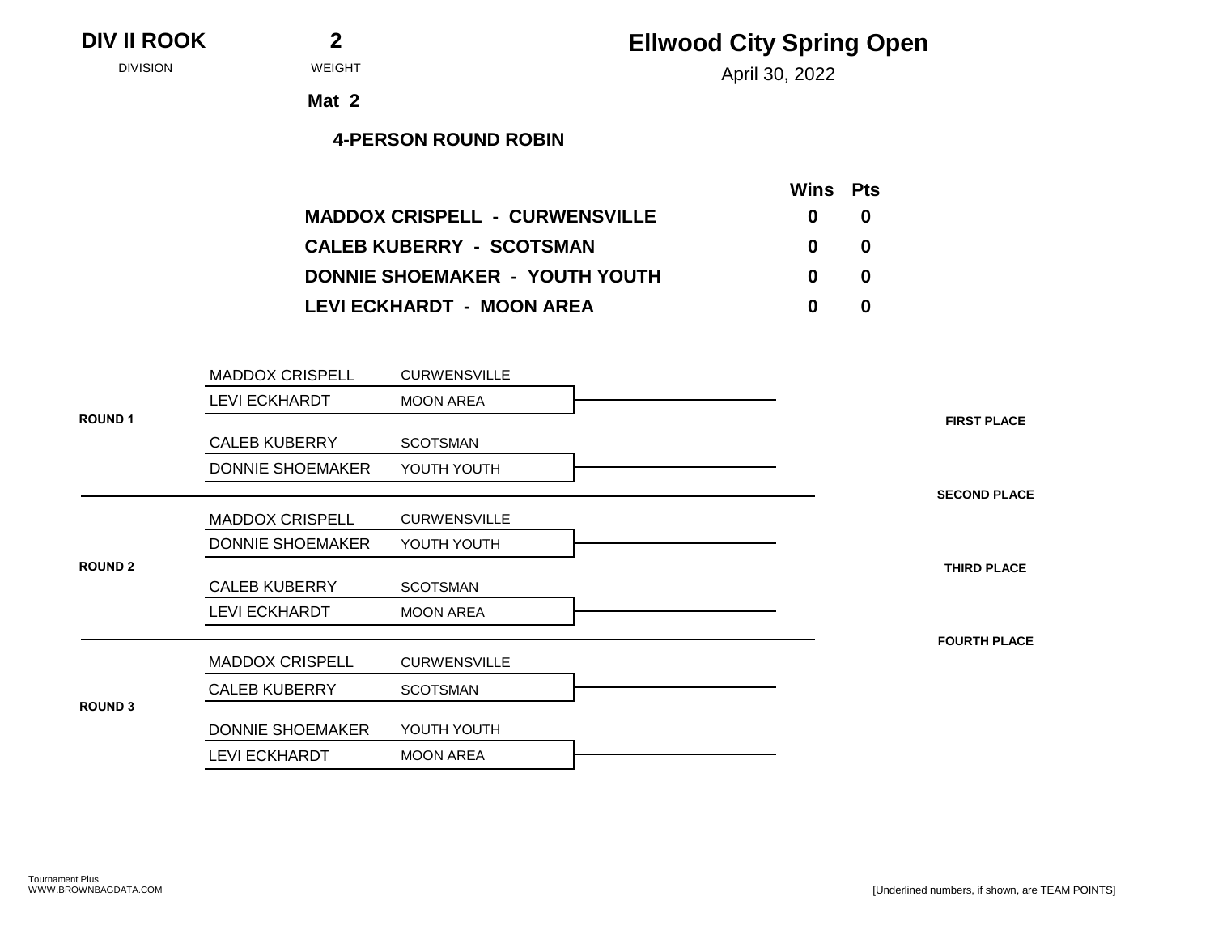**DIV II ROOK** — DIVISION

**2** — WEIGHT

**Mat 2**

# Ellwood City Spring Open

April 30, 2022

**4-PERSON ROUND ROBIN**

| | Wins | Pts |
|---|---|---|
| **MADDOX CRISPELL - CURWENSVILLE** | 0 | 0 |
| **CALEB KUBERRY - SCOTSMAN** | 0 | 0 |
| **DONNIE SHOEMAKER - YOUTH YOUTH** | 0 | 0 |
| **LEVI ECKHARDT - MOON AREA** | 0 | 0 |

**ROUND 1**

| Wrestler | Team |
|---|---|
| MADDOX CRISPELL | CURWENSVILLE |
| LEVI ECKHARDT | MOON AREA |
| CALEB KUBERRY | SCOTSMAN |
| DONNIE SHOEMAKER | YOUTH YOUTH |

**ROUND 2**

| Wrestler | Team |
|---|---|
| MADDOX CRISPELL | CURWENSVILLE |
| DONNIE SHOEMAKER | YOUTH YOUTH |
| CALEB KUBERRY | SCOTSMAN |
| LEVI ECKHARDT | MOON AREA |

**ROUND 3**

| Wrestler | Team |
|---|---|
| MADDOX CRISPELL | CURWENSVILLE |
| CALEB KUBERRY | SCOTSMAN |
| DONNIE SHOEMAKER | YOUTH YOUTH |
| LEVI ECKHARDT | MOON AREA |

**FIRST PLACE**

**SECOND PLACE**

**THIRD PLACE**

**FOURTH PLACE**

Tournament Plus
WWW.BROWNBAGDATA.COM

[Underlined numbers, if shown, are TEAM POINTS]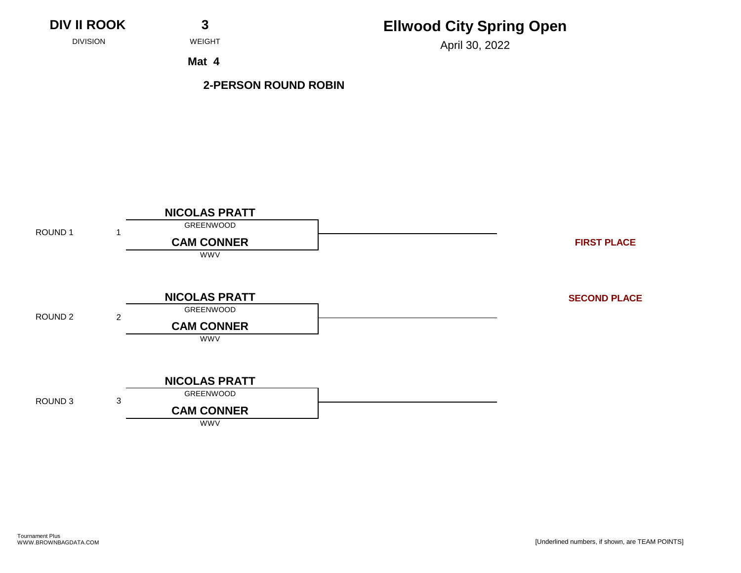**DIV II ROOK** — DIVISION

**3** — WEIGHT

**Mat 4**

# Ellwood City Spring Open

April 30, 2022

**2-PERSON ROUND ROBIN**

| Round | Bout | Wrestler | Team |
| --- | --- | --- | --- |
| ROUND 1 | 1 | **NICOLAS PRATT** | GREENWOOD |
| | | **CAM CONNER** | WWV |
| ROUND 2 | 2 | **NICOLAS PRATT** | GREENWOOD |
| | | **CAM CONNER** | WWV |
| ROUND 3 | 3 | **NICOLAS PRATT** | GREENWOOD |
| | | **CAM CONNER** | WWV |

**FIRST PLACE**

**SECOND PLACE**

Tournament Plus
WWW.BROWNBAGDATA.COM

[Underlined numbers, if shown, are TEAM POINTS]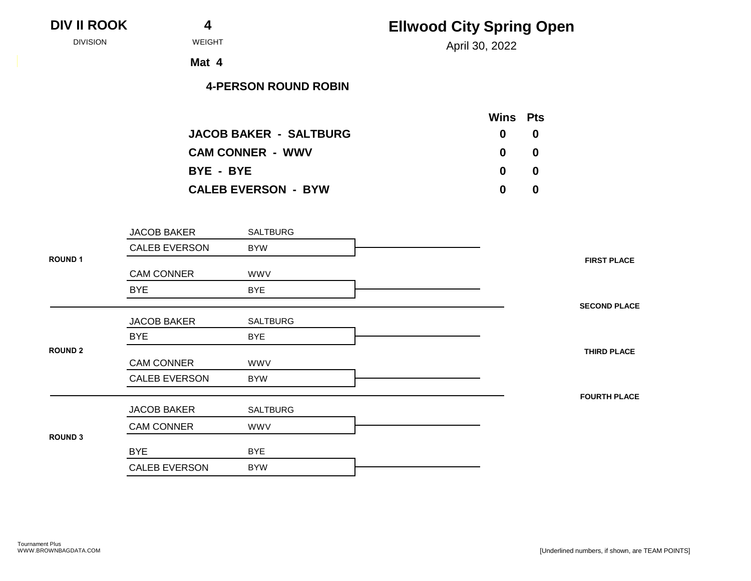**DIV II ROOK** DIVISION

**4** WEIGHT

# Ellwood City Spring Open

April 30, 2022

**Mat 4**

**4-PERSON ROUND ROBIN**

| | Wins | Pts |
|---|---|---|
| **JACOB BAKER - SALTBURG** | **0** | **0** |
| **CAM CONNER - WWV** | **0** | **0** |
| **BYE - BYE** | **0** | **0** |
| **CALEB EVERSON - BYW** | **0** | **0** |

**ROUND 1**

| Wrestler | Team |
|---|---|
| JACOB BAKER | SALTBURG |
| CALEB EVERSON | BYW |
| CAM CONNER | WWV |
| BYE | BYE |

**ROUND 2**

| Wrestler | Team |
|---|---|
| JACOB BAKER | SALTBURG |
| BYE | BYE |
| CAM CONNER | WWV |
| CALEB EVERSON | BYW |

**ROUND 3**

| Wrestler | Team |
|---|---|
| JACOB BAKER | SALTBURG |
| CAM CONNER | WWV |
| BYE | BYE |
| CALEB EVERSON | BYW |

**FIRST PLACE**

**SECOND PLACE**

**THIRD PLACE**

**FOURTH PLACE**

Tournament Plus
WWW.BROWNBAGDATA.COM

[Underlined numbers, if shown, are TEAM POINTS]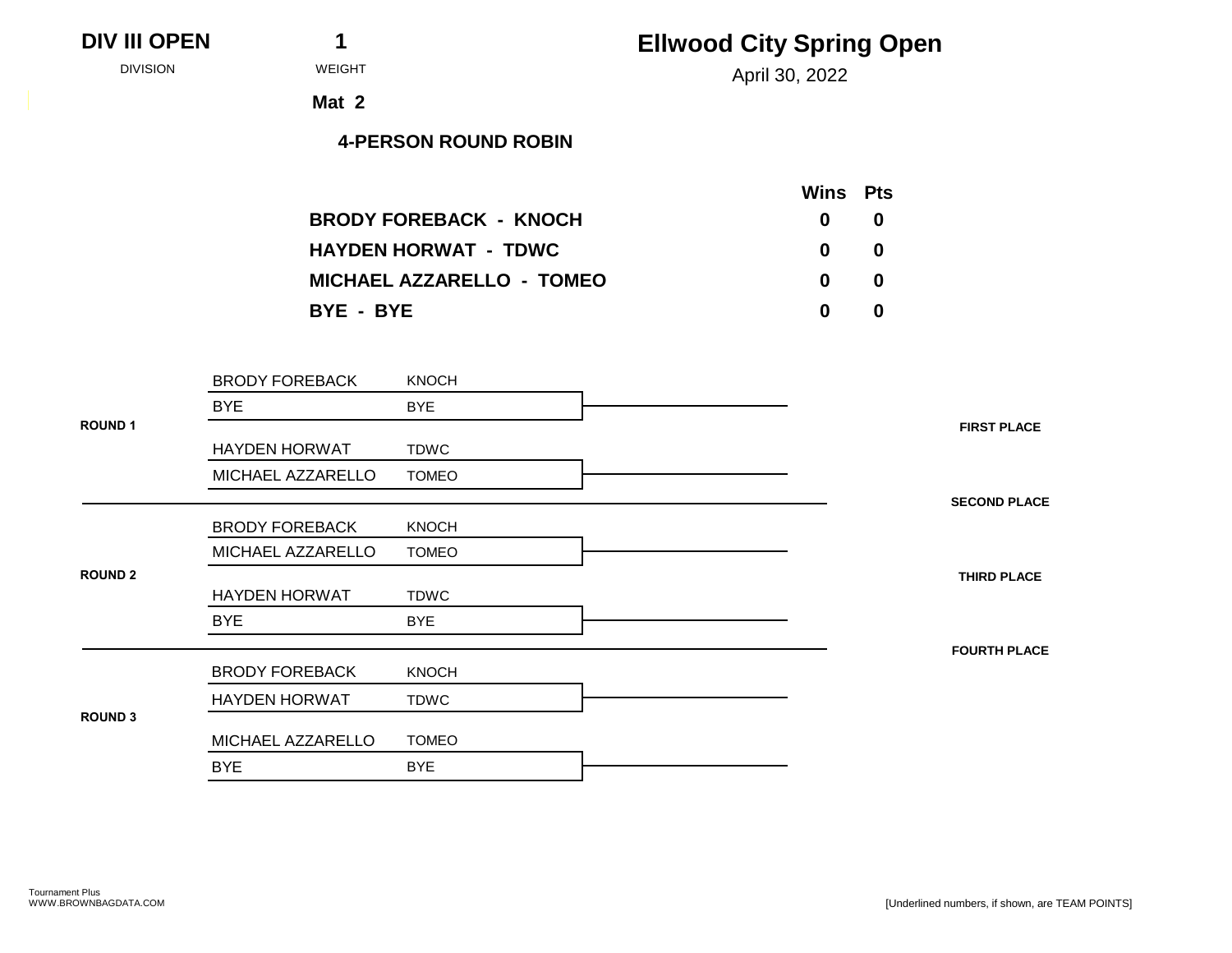**DIV III OPEN** DIVISION | **1** WEIGHT

# Ellwood City Spring Open

April 30, 2022

**Mat 2**

**4-PERSON ROUND ROBIN**

| | Wins | Pts |
|---|---|---|
| **BRODY FOREBACK - KNOCH** | **0** | **0** |
| **HAYDEN HORWAT - TDWC** | **0** | **0** |
| **MICHAEL AZZARELLO - TOMEO** | **0** | **0** |
| **BYE - BYE** | **0** | **0** |

**ROUND 1**

| Wrestler | Team |
|---|---|
| BRODY FOREBACK | KNOCH |
| BYE | BYE |
| HAYDEN HORWAT | TDWC |
| MICHAEL AZZARELLO | TOMEO |

**ROUND 2**

| Wrestler | Team |
|---|---|
| BRODY FOREBACK | KNOCH |
| MICHAEL AZZARELLO | TOMEO |
| HAYDEN HORWAT | TDWC |
| BYE | BYE |

**ROUND 3**

| Wrestler | Team |
|---|---|
| BRODY FOREBACK | KNOCH |
| HAYDEN HORWAT | TDWC |
| MICHAEL AZZARELLO | TOMEO |
| BYE | BYE |

**FIRST PLACE**

**SECOND PLACE**

**THIRD PLACE**

**FOURTH PLACE**

Tournament Plus
WWW.BROWNBAGDATA.COM

[Underlined numbers, if shown, are TEAM POINTS]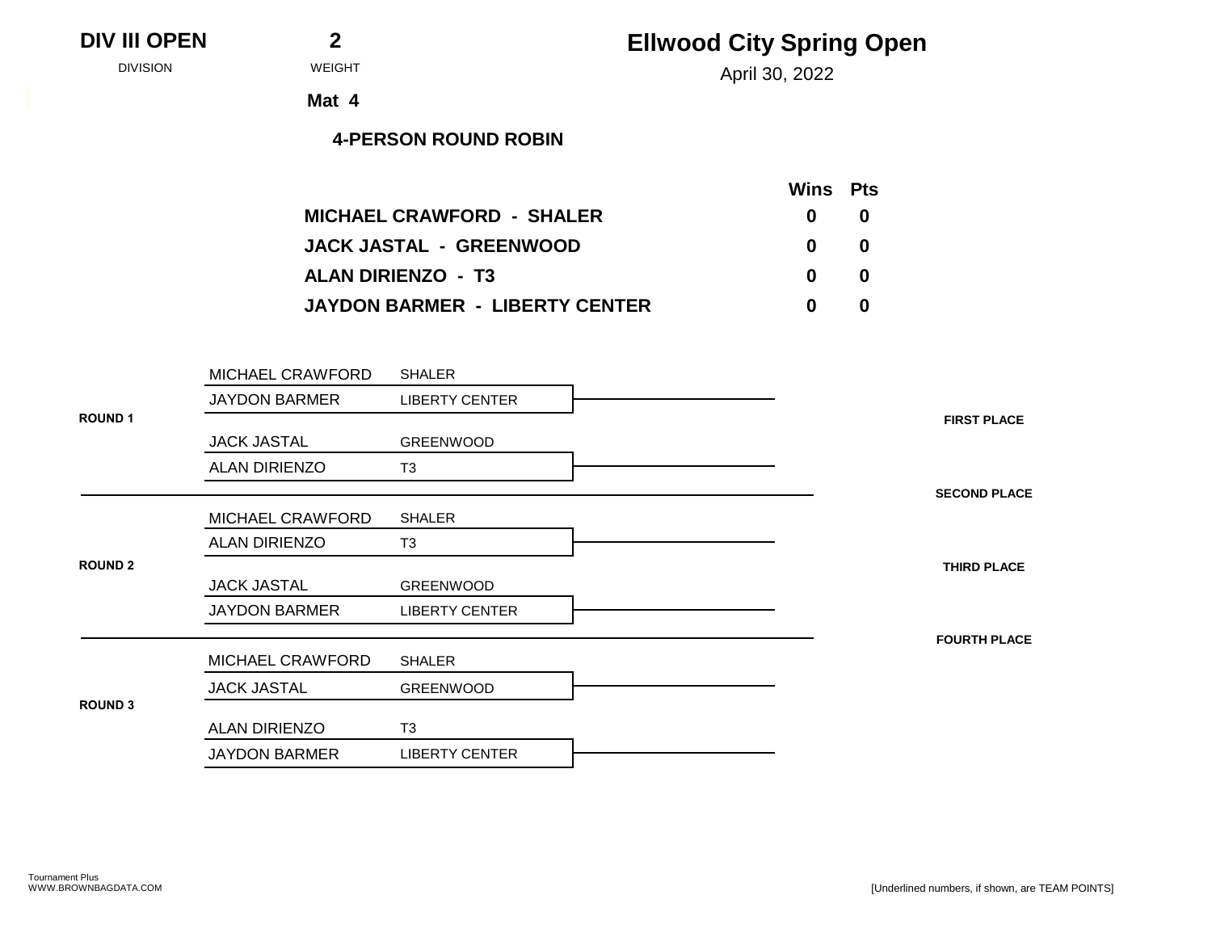**DIV III OPEN** — DIVISION

**2** — WEIGHT

**Mat 4**

# Ellwood City Spring Open

April 30, 2022

### 4-PERSON ROUND ROBIN

| | Wins | Pts |
|---|---|---|
| **MICHAEL CRAWFORD - SHALER** | **0** | **0** |
| **JACK JASTAL - GREENWOOD** | **0** | **0** |
| **ALAN DIRIENZO - T3** | **0** | **0** |
| **JAYDON BARMER - LIBERTY CENTER** | **0** | **0** |

**ROUND 1**

| Wrestler | Team |
|---|---|
| MICHAEL CRAWFORD | SHALER |
| JAYDON BARMER | LIBERTY CENTER |

| Wrestler | Team |
|---|---|
| JACK JASTAL | GREENWOOD |
| ALAN DIRIENZO | T3 |

**ROUND 2**

| Wrestler | Team |
|---|---|
| MICHAEL CRAWFORD | SHALER |
| ALAN DIRIENZO | T3 |

| Wrestler | Team |
|---|---|
| JACK JASTAL | GREENWOOD |
| JAYDON BARMER | LIBERTY CENTER |

**ROUND 3**

| Wrestler | Team |
|---|---|
| MICHAEL CRAWFORD | SHALER |
| JACK JASTAL | GREENWOOD |

| Wrestler | Team |
|---|---|
| ALAN DIRIENZO | T3 |
| JAYDON BARMER | LIBERTY CENTER |

**FIRST PLACE**

**SECOND PLACE**

**THIRD PLACE**

**FOURTH PLACE**

Tournament Plus
WWW.BROWNBAGDATA.COM

[Underlined numbers, if shown, are TEAM POINTS]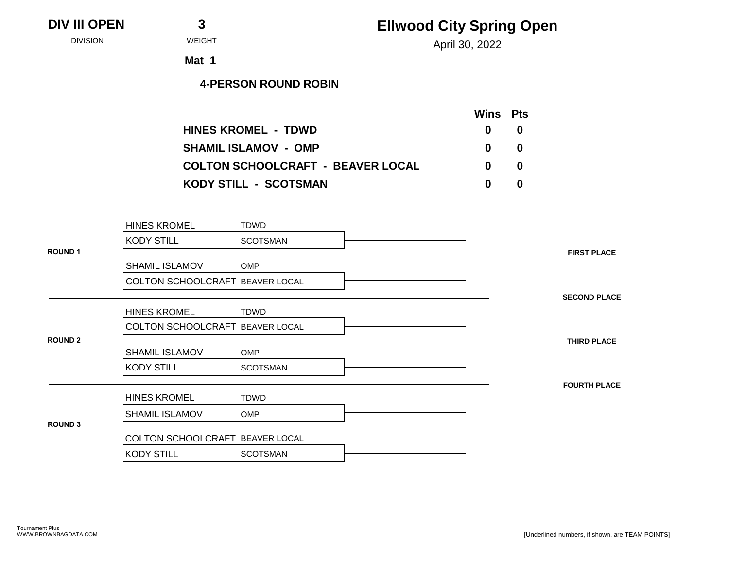**DIV III OPEN** — DIVISION

**3** — WEIGHT

**Mat 1**

# Ellwood City Spring Open

April 30, 2022

## 4-PERSON ROUND ROBIN

| | Wins | Pts |
|---|---|---|
| **HINES KROMEL - TDWD** | **0** | **0** |
| **SHAMIL ISLAMOV - OMP** | **0** | **0** |
| **COLTON SCHOOLCRAFT - BEAVER LOCAL** | **0** | **0** |
| **KODY STILL - SCOTSMAN** | **0** | **0** |

**ROUND 1**

| Wrestler | Team |
|---|---|
| HINES KROMEL | TDWD |
| KODY STILL | SCOTSMAN |

| Wrestler | Team |
|---|---|
| SHAMIL ISLAMOV | OMP |
| COLTON SCHOOLCRAFT | BEAVER LOCAL |

**ROUND 2**

| Wrestler | Team |
|---|---|
| HINES KROMEL | TDWD |
| COLTON SCHOOLCRAFT | BEAVER LOCAL |

| Wrestler | Team |
|---|---|
| SHAMIL ISLAMOV | OMP |
| KODY STILL | SCOTSMAN |

**ROUND 3**

| Wrestler | Team |
|---|---|
| HINES KROMEL | TDWD |
| SHAMIL ISLAMOV | OMP |

| Wrestler | Team |
|---|---|
| COLTON SCHOOLCRAFT | BEAVER LOCAL |
| KODY STILL | SCOTSMAN |

**FIRST PLACE**

**SECOND PLACE**

**THIRD PLACE**

**FOURTH PLACE**

Tournament Plus
WWW.BROWNBAGDATA.COM

[Underlined numbers, if shown, are TEAM POINTS]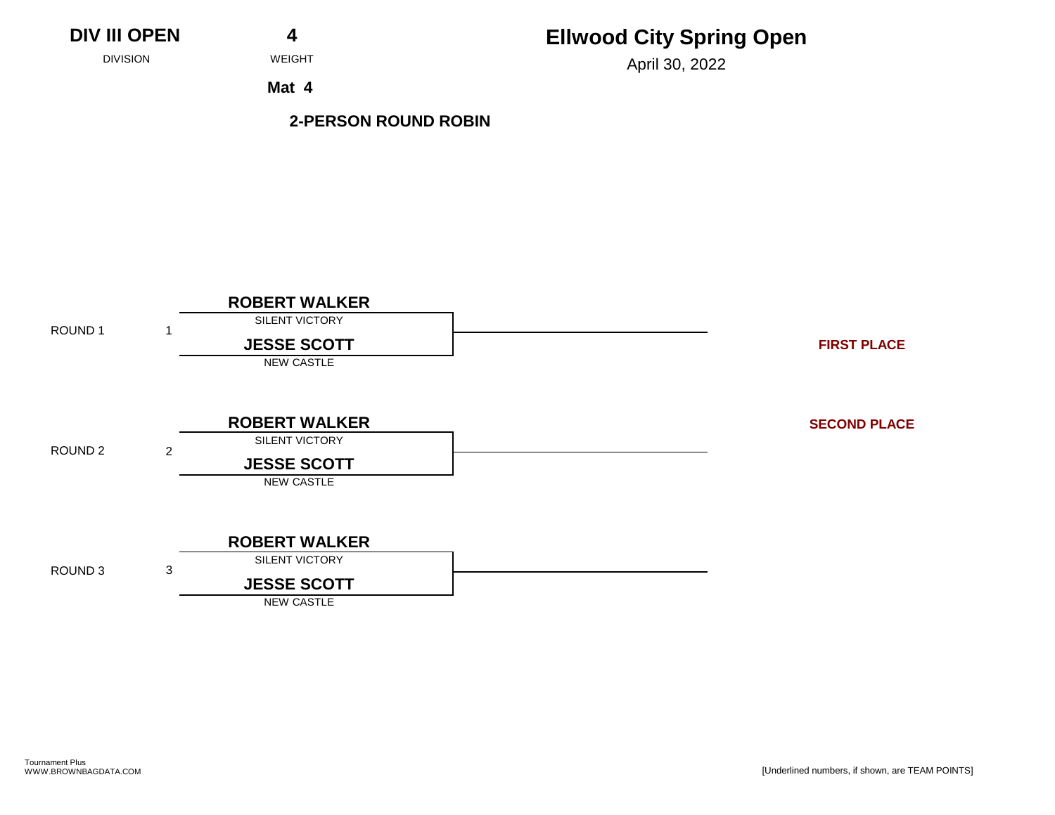**DIV III OPEN**
DIVISION

**4**
WEIGHT

**Mat 4**

# Ellwood City Spring Open

April 30, 2022

## 2-PERSON ROUND ROBIN

| Round | Bout | Wrestler | Team |
|---|---|---|---|
| ROUND 1 | 1 | **ROBERT WALKER** | SILENT VICTORY |
| | | **JESSE SCOTT** | NEW CASTLE |
| ROUND 2 | 2 | **ROBERT WALKER** | SILENT VICTORY |
| | | **JESSE SCOTT** | NEW CASTLE |
| ROUND 3 | 3 | **ROBERT WALKER** | SILENT VICTORY |
| | | **JESSE SCOTT** | NEW CASTLE |

**FIRST PLACE**

**SECOND PLACE**

Tournament Plus
WWW.BROWNBAGDATA.COM

[Underlined numbers, if shown, are TEAM POINTS]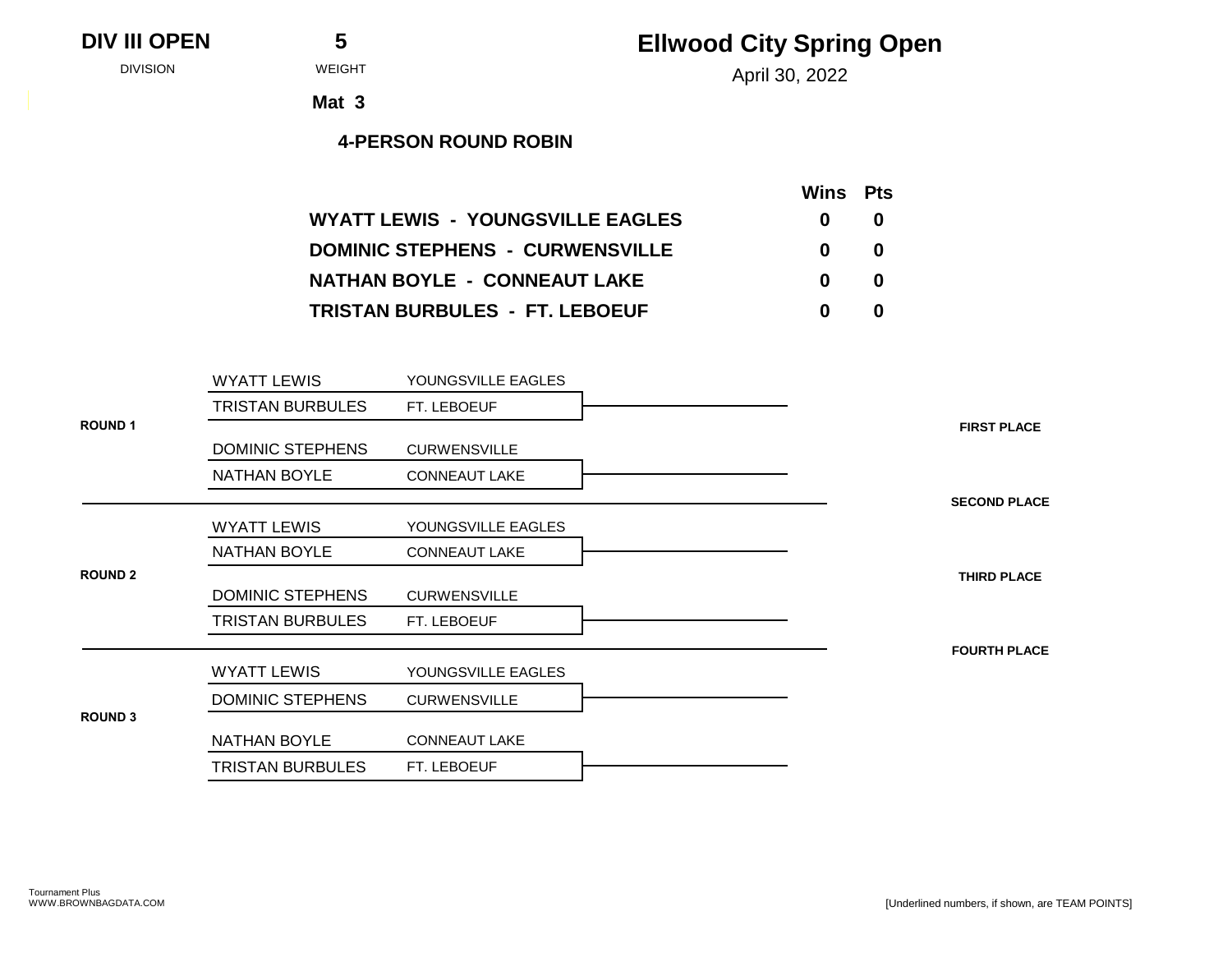**DIV III OPEN** DIVISION

**5** WEIGHT

**Mat 3**

# Ellwood City Spring Open

April 30, 2022

## 4-PERSON ROUND ROBIN

| | Wins | Pts |
|---|---|---|
| **WYATT LEWIS - YOUNGSVILLE EAGLES** | **0** | **0** |
| **DOMINIC STEPHENS - CURWENSVILLE** | **0** | **0** |
| **NATHAN BOYLE - CONNEAUT LAKE** | **0** | **0** |
| **TRISTAN BURBULES - FT. LEBOEUF** | **0** | **0** |

**ROUND 1**

| Wrestler | Team |
|---|---|
| WYATT LEWIS | YOUNGSVILLE EAGLES |
| TRISTAN BURBULES | FT. LEBOEUF |
| DOMINIC STEPHENS | CURWENSVILLE |
| NATHAN BOYLE | CONNEAUT LAKE |

**ROUND 2**

| Wrestler | Team |
|---|---|
| WYATT LEWIS | YOUNGSVILLE EAGLES |
| NATHAN BOYLE | CONNEAUT LAKE |
| DOMINIC STEPHENS | CURWENSVILLE |
| TRISTAN BURBULES | FT. LEBOEUF |

**ROUND 3**

| Wrestler | Team |
|---|---|
| WYATT LEWIS | YOUNGSVILLE EAGLES |
| DOMINIC STEPHENS | CURWENSVILLE |
| NATHAN BOYLE | CONNEAUT LAKE |
| TRISTAN BURBULES | FT. LEBOEUF |

**FIRST PLACE**

**SECOND PLACE**

**THIRD PLACE**

**FOURTH PLACE**

Tournament Plus
WWW.BROWNBAGDATA.COM

[Underlined numbers, if shown, are TEAM POINTS]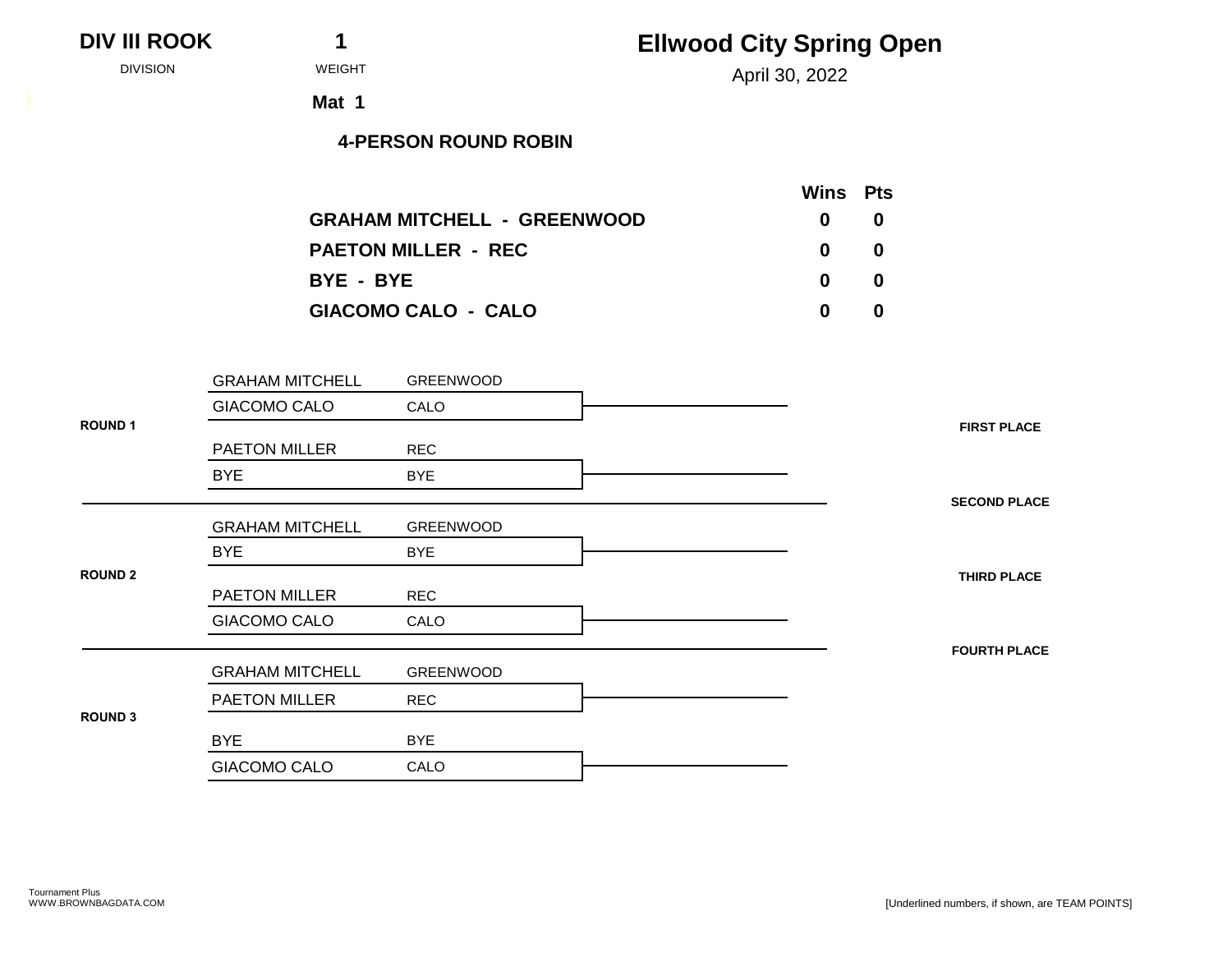**DIV III ROOK** — DIVISION

**1** — WEIGHT

**Mat 1**

# Ellwood City Spring Open

April 30, 2022

**4-PERSON ROUND ROBIN**

| | Wins | Pts |
|---|---|---|
| **GRAHAM MITCHELL - GREENWOOD** | **0** | **0** |
| **PAETON MILLER - REC** | **0** | **0** |
| **BYE - BYE** | **0** | **0** |
| **GIACOMO CALO - CALO** | **0** | **0** |

**ROUND 1**

| Wrestler | Team |
|---|---|
| GRAHAM MITCHELL | GREENWOOD |
| GIACOMO CALO | CALO |
| PAETON MILLER | REC |
| BYE | BYE |

**ROUND 2**

| Wrestler | Team |
|---|---|
| GRAHAM MITCHELL | GREENWOOD |
| BYE | BYE |
| PAETON MILLER | REC |
| GIACOMO CALO | CALO |

**ROUND 3**

| Wrestler | Team |
|---|---|
| GRAHAM MITCHELL | GREENWOOD |
| PAETON MILLER | REC |
| BYE | BYE |
| GIACOMO CALO | CALO |

**FIRST PLACE**

**SECOND PLACE**

**THIRD PLACE**

**FOURTH PLACE**

Tournament Plus
WWW.BROWNBAGDATA.COM

[Underlined numbers, if shown, are TEAM POINTS]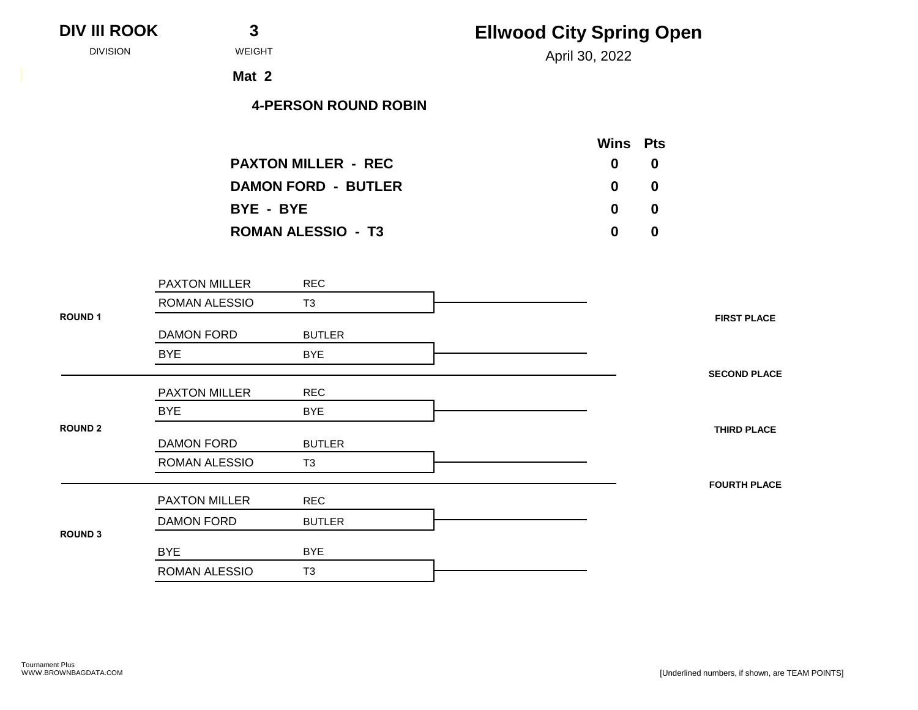**DIV III ROOK** — DIVISION

**3** — WEIGHT

**Mat 2**

# Ellwood City Spring Open

April 30, 2022

## 4-PERSON ROUND ROBIN

| | Wins | Pts |
|---|---|---|
| **PAXTON MILLER - REC** | **0** | **0** |
| **DAMON FORD - BUTLER** | **0** | **0** |
| **BYE - BYE** | **0** | **0** |
| **ROMAN ALESSIO - T3** | **0** | **0** |

**ROUND 1**

| Wrestler | Team |
|---|---|
| PAXTON MILLER | REC |
| ROMAN ALESSIO | T3 |
| DAMON FORD | BUTLER |
| BYE | BYE |

**ROUND 2**

| Wrestler | Team |
|---|---|
| PAXTON MILLER | REC |
| BYE | BYE |
| DAMON FORD | BUTLER |
| ROMAN ALESSIO | T3 |

**ROUND 3**

| Wrestler | Team |
|---|---|
| PAXTON MILLER | REC |
| DAMON FORD | BUTLER |
| BYE | BYE |
| ROMAN ALESSIO | T3 |

**FIRST PLACE**

**SECOND PLACE**

**THIRD PLACE**

**FOURTH PLACE**

Tournament Plus
WWW.BROWNBAGDATA.COM

[Underlined numbers, if shown, are TEAM POINTS]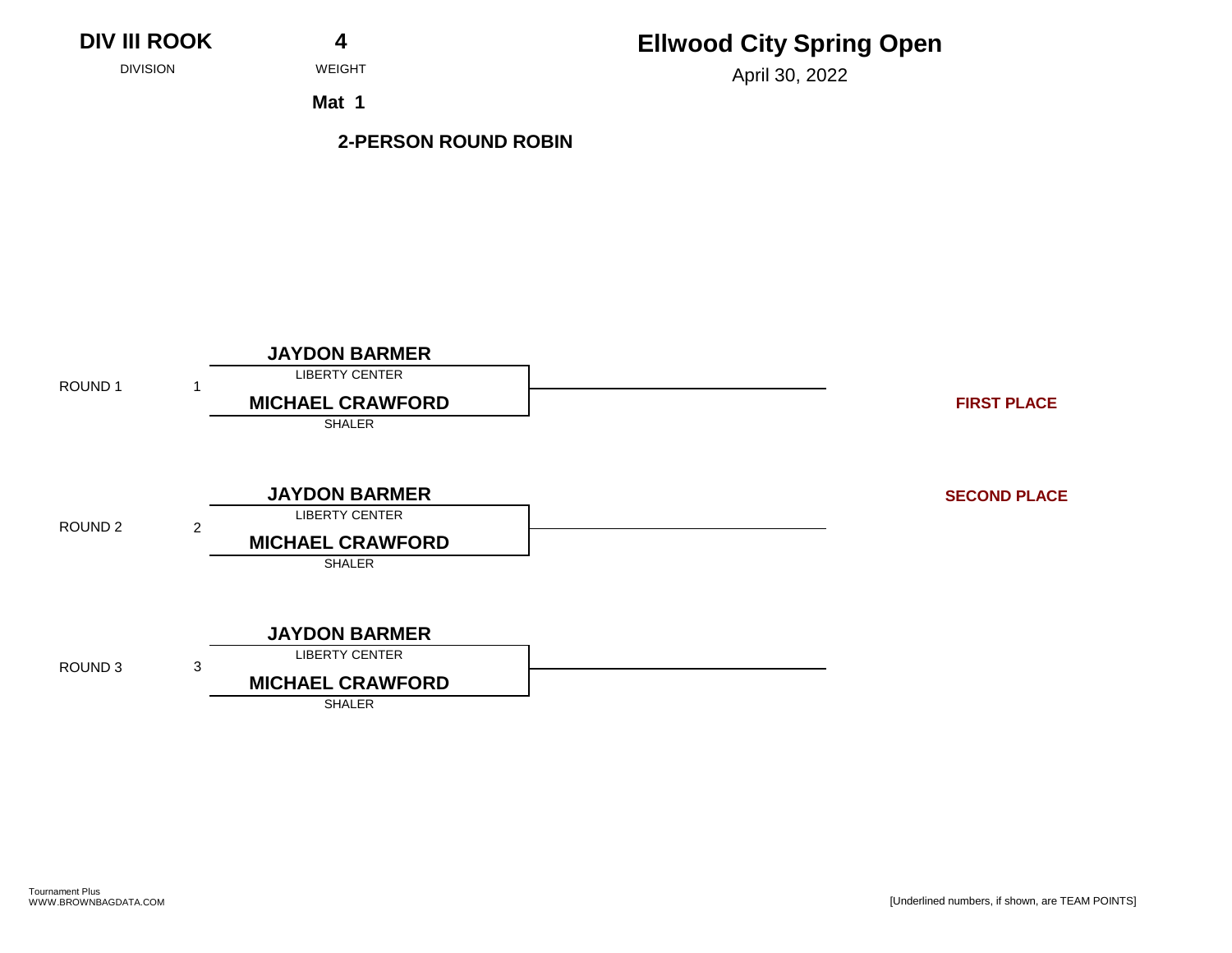**DIV III ROOK** — DIVISION

**4** — WEIGHT

**Mat 1**

# Ellwood City Spring Open

April 30, 2022

**2-PERSON ROUND ROBIN**

| Round | Bout | Wrestler | Team |
|---|---|---|---|
| ROUND 1 | 1 | **JAYDON BARMER** | LIBERTY CENTER |
| | | **MICHAEL CRAWFORD** | SHALER |
| ROUND 2 | 2 | **JAYDON BARMER** | LIBERTY CENTER |
| | | **MICHAEL CRAWFORD** | SHALER |
| ROUND 3 | 3 | **JAYDON BARMER** | LIBERTY CENTER |
| | | **MICHAEL CRAWFORD** | SHALER |

**FIRST PLACE**

**SECOND PLACE**

Tournament Plus
WWW.BROWNBAGDATA.COM

[Underlined numbers, if shown, are TEAM POINTS]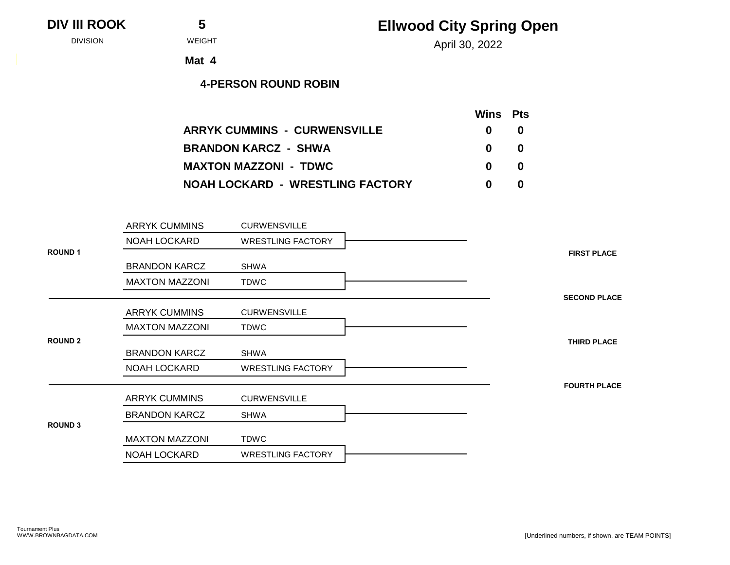**DIV III ROOK** — DIVISION

**5** — WEIGHT

# Ellwood City Spring Open

April 30, 2022

**Mat 4**

### 4-PERSON ROUND ROBIN

| | Wins | Pts |
|---|---|---|
| **ARRYK CUMMINS - CURWENSVILLE** | 0 | 0 |
| **BRANDON KARCZ - SHWA** | 0 | 0 |
| **MAXTON MAZZONI - TDWC** | 0 | 0 |
| **NOAH LOCKARD - WRESTLING FACTORY** | 0 | 0 |

**ROUND 1**

| Wrestler | Team |
|---|---|
| ARRYK CUMMINS | CURWENSVILLE |
| NOAH LOCKARD | WRESTLING FACTORY |

| Wrestler | Team |
|---|---|
| BRANDON KARCZ | SHWA |
| MAXTON MAZZONI | TDWC |

**ROUND 2**

| Wrestler | Team |
|---|---|
| ARRYK CUMMINS | CURWENSVILLE |
| MAXTON MAZZONI | TDWC |

| Wrestler | Team |
|---|---|
| BRANDON KARCZ | SHWA |
| NOAH LOCKARD | WRESTLING FACTORY |

**ROUND 3**

| Wrestler | Team |
|---|---|
| ARRYK CUMMINS | CURWENSVILLE |
| BRANDON KARCZ | SHWA |

| Wrestler | Team |
|---|---|
| MAXTON MAZZONI | TDWC |
| NOAH LOCKARD | WRESTLING FACTORY |

**FIRST PLACE**

**SECOND PLACE**

**THIRD PLACE**

**FOURTH PLACE**

Tournament Plus
WWW.BROWNBAGDATA.COM

[Underlined numbers, if shown, are TEAM POINTS]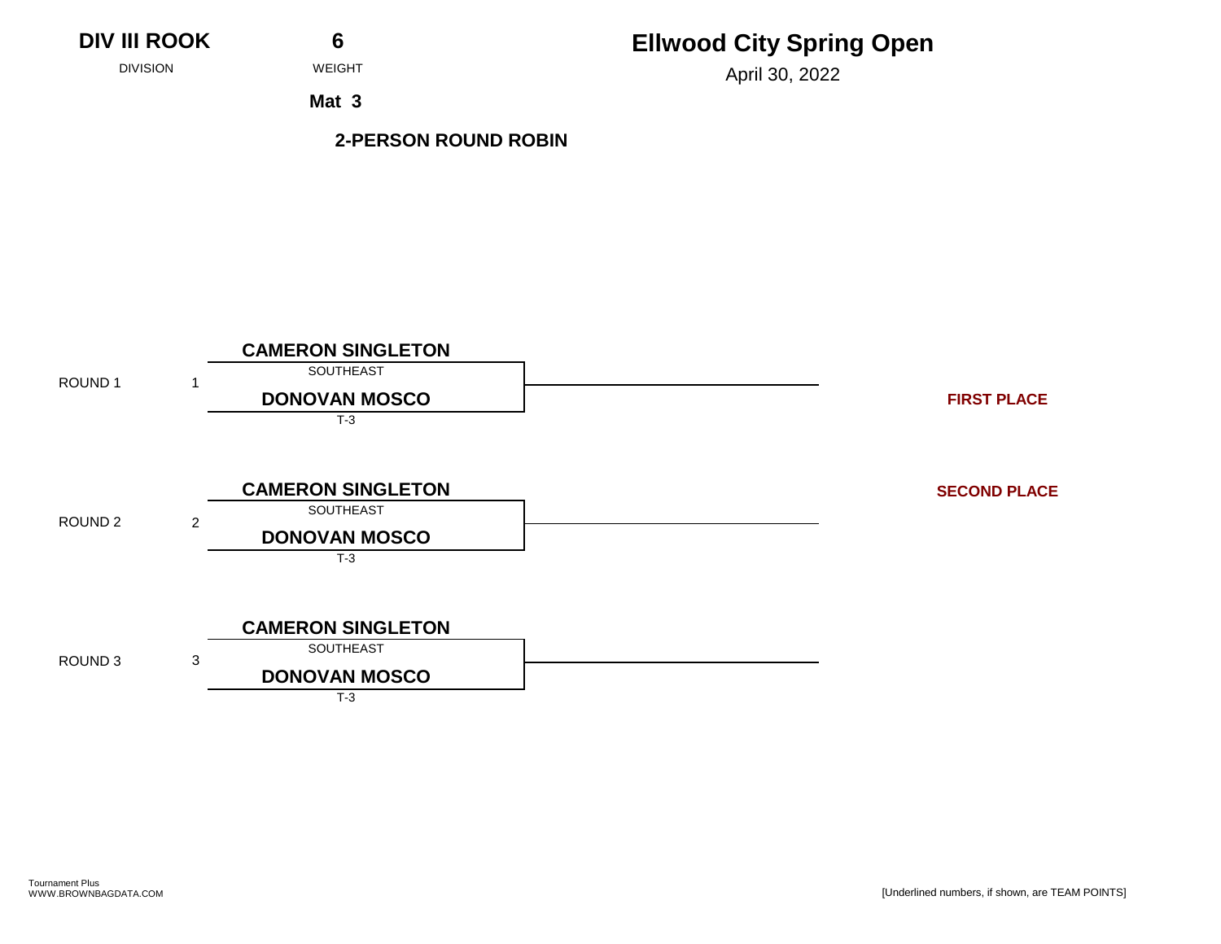**DIV III ROOK**
DIVISION

**6**
WEIGHT

**Mat 3**

# Ellwood City Spring Open

April 30, 2022

**2-PERSON ROUND ROBIN**

| Round | Bout | Wrestler | Team |
|---|---|---|---|
| ROUND 1 | 1 | **CAMERON SINGLETON** | SOUTHEAST |
| | | **DONOVAN MOSCO** | T-3 |
| ROUND 2 | 2 | **CAMERON SINGLETON** | SOUTHEAST |
| | | **DONOVAN MOSCO** | T-3 |
| ROUND 3 | 3 | **CAMERON SINGLETON** | SOUTHEAST |
| | | **DONOVAN MOSCO** | T-3 |

**FIRST PLACE**

**SECOND PLACE**

Tournament Plus
WWW.BROWNBAGDATA.COM

[Underlined numbers, if shown, are TEAM POINTS]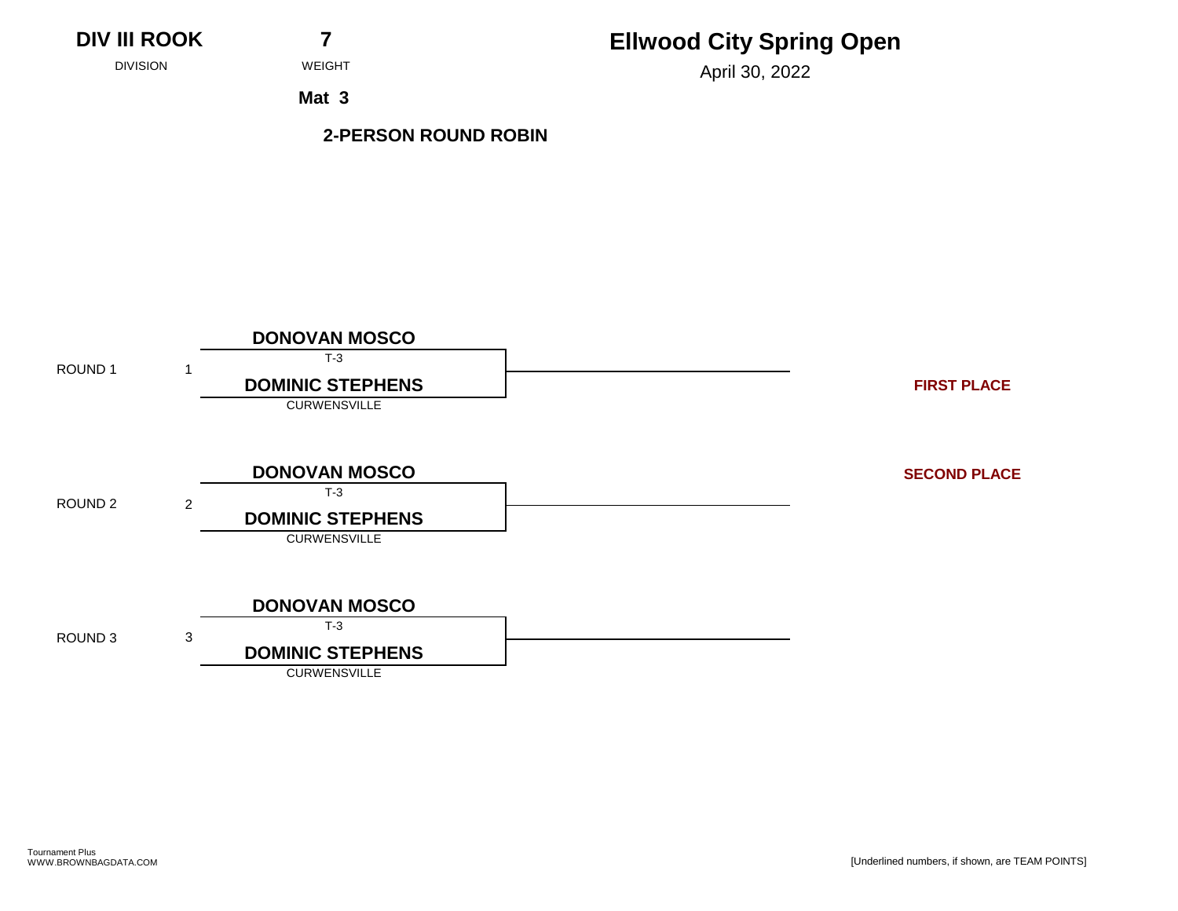**DIV III ROOK**
DIVISION

**7**
WEIGHT

**Mat 3**

# Ellwood City Spring Open

April 30, 2022

**2-PERSON ROUND ROBIN**

ROUND 1 — 1

**DONOVAN MOSCO**
T-3
**DOMINIC STEPHENS**
CURWENSVILLE

**FIRST PLACE**

**SECOND PLACE**

ROUND 2 — 2

**DONOVAN MOSCO**
T-3
**DOMINIC STEPHENS**
CURWENSVILLE

ROUND 3 — 3

**DONOVAN MOSCO**
T-3
**DOMINIC STEPHENS**
CURWENSVILLE

Tournament Plus
WWW.BROWNBAGDATA.COM

[Underlined numbers, if shown, are TEAM POINTS]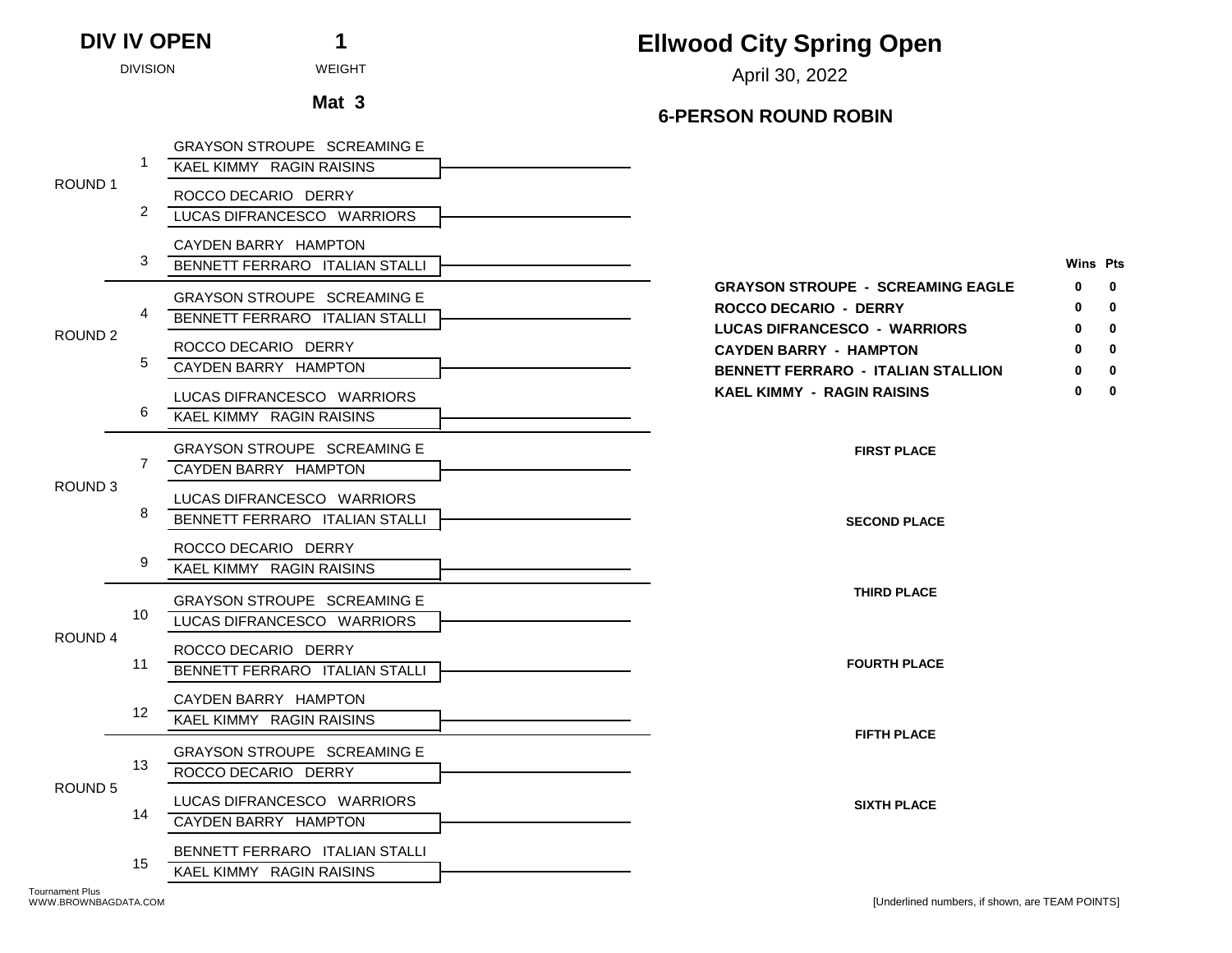**DIV IV OPEN** — DIVISION

**1** — WEIGHT

**Mat 3**

# Ellwood City Spring Open

April 30, 2022

## 6-PERSON ROUND ROBIN

| Round | Bout | Wrestler 1 | Wrestler 2 | Result |
|---|---|---|---|---|
| ROUND 1 | 1 | GRAYSON STROUPE SCREAMING E | KAEL KIMMY RAGIN RAISINS | |
| | 2 | ROCCO DECARIO DERRY | LUCAS DIFRANCESCO WARRIORS | |
| | 3 | CAYDEN BARRY HAMPTON | BENNETT FERRARO ITALIAN STALLI | |
| ROUND 2 | 4 | GRAYSON STROUPE SCREAMING E | BENNETT FERRARO ITALIAN STALLI | |
| | 5 | ROCCO DECARIO DERRY | CAYDEN BARRY HAMPTON | |
| | 6 | LUCAS DIFRANCESCO WARRIORS | KAEL KIMMY RAGIN RAISINS | |
| ROUND 3 | 7 | GRAYSON STROUPE SCREAMING E | CAYDEN BARRY HAMPTON | |
| | 8 | LUCAS DIFRANCESCO WARRIORS | BENNETT FERRARO ITALIAN STALLI | |
| | 9 | ROCCO DECARIO DERRY | KAEL KIMMY RAGIN RAISINS | |
| ROUND 4 | 10 | GRAYSON STROUPE SCREAMING E | LUCAS DIFRANCESCO WARRIORS | |
| | 11 | ROCCO DECARIO DERRY | BENNETT FERRARO ITALIAN STALLI | |
| | 12 | CAYDEN BARRY HAMPTON | KAEL KIMMY RAGIN RAISINS | |
| ROUND 5 | 13 | GRAYSON STROUPE SCREAMING E | ROCCO DECARIO DERRY | |
| | 14 | LUCAS DIFRANCESCO WARRIORS | CAYDEN BARRY HAMPTON | |
| | 15 | BENNETT FERRARO ITALIAN STALLI | KAEL KIMMY RAGIN RAISINS | |

| Wrestler | Wins | Pts |
|---|---|---|
| **GRAYSON STROUPE - SCREAMING EAGLE** | 0 | 0 |
| **ROCCO DECARIO - DERRY** | 0 | 0 |
| **LUCAS DIFRANCESCO - WARRIORS** | 0 | 0 |
| **CAYDEN BARRY - HAMPTON** | 0 | 0 |
| **BENNETT FERRARO - ITALIAN STALLION** | 0 | 0 |
| **KAEL KIMMY - RAGIN RAISINS** | 0 | 0 |

**FIRST PLACE**

**SECOND PLACE**

**THIRD PLACE**

**FOURTH PLACE**

**FIFTH PLACE**

**SIXTH PLACE**

Tournament Plus
WWW.BROWNBAGDATA.COM

[Underlined numbers, if shown, are TEAM POINTS]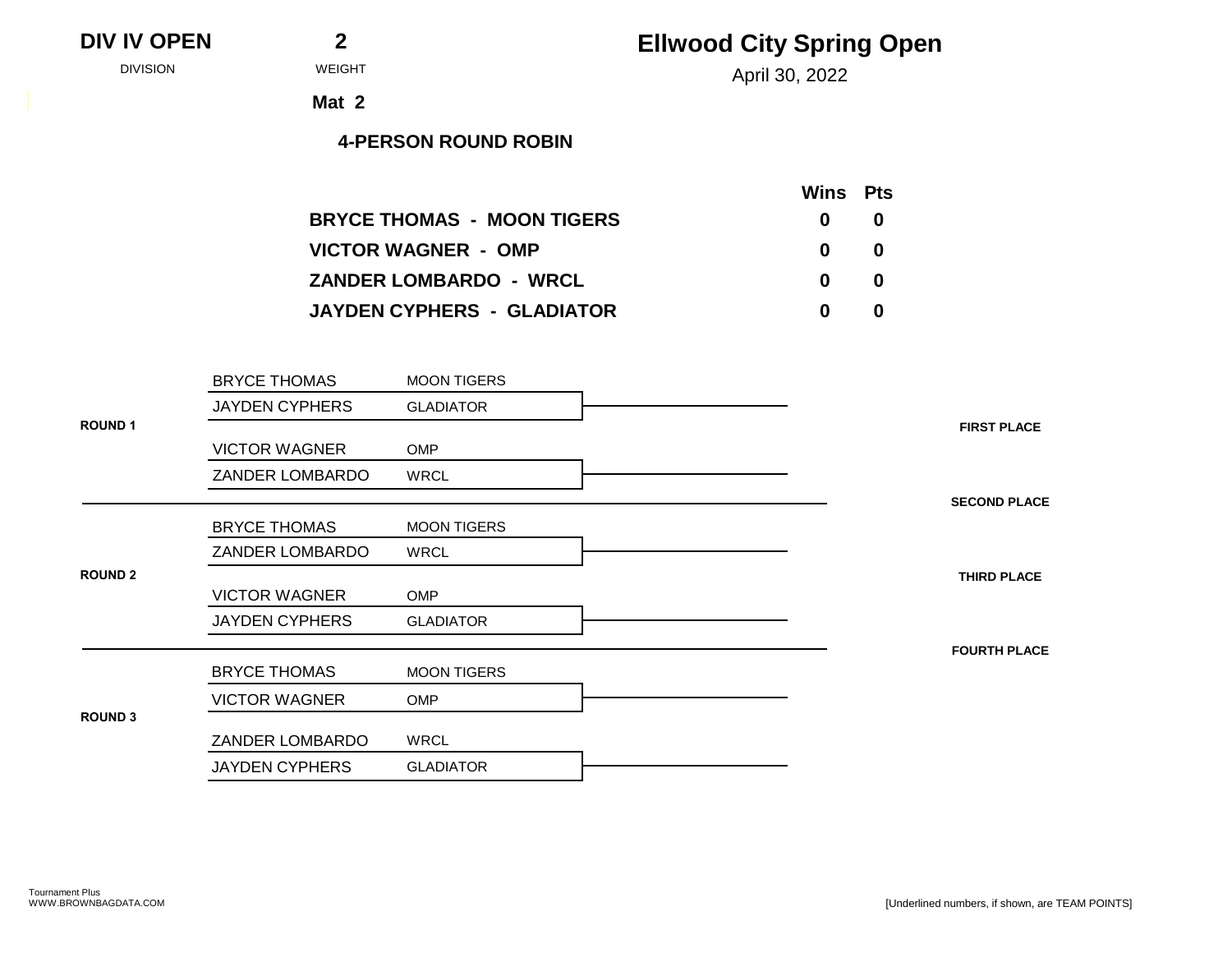**DIV IV OPEN** — DIVISION

**2** — WEIGHT

**Mat 2**

# Ellwood City Spring Open

April 30, 2022

## 4-PERSON ROUND ROBIN

| | Wins | Pts |
|---|---|---|
| **BRYCE THOMAS - MOON TIGERS** | **0** | **0** |
| **VICTOR WAGNER - OMP** | **0** | **0** |
| **ZANDER LOMBARDO - WRCL** | **0** | **0** |
| **JAYDEN CYPHERS - GLADIATOR** | **0** | **0** |

**ROUND 1**

| Wrestler | Team |
|---|---|
| BRYCE THOMAS | MOON TIGERS |
| JAYDEN CYPHERS | GLADIATOR |

| Wrestler | Team |
|---|---|
| VICTOR WAGNER | OMP |
| ZANDER LOMBARDO | WRCL |

**ROUND 2**

| Wrestler | Team |
|---|---|
| BRYCE THOMAS | MOON TIGERS |
| ZANDER LOMBARDO | WRCL |

| Wrestler | Team |
|---|---|
| VICTOR WAGNER | OMP |
| JAYDEN CYPHERS | GLADIATOR |

**ROUND 3**

| Wrestler | Team |
|---|---|
| BRYCE THOMAS | MOON TIGERS |
| VICTOR WAGNER | OMP |

| Wrestler | Team |
|---|---|
| ZANDER LOMBARDO | WRCL |
| JAYDEN CYPHERS | GLADIATOR |

**FIRST PLACE**

**SECOND PLACE**

**THIRD PLACE**

**FOURTH PLACE**

Tournament Plus
WWW.BROWNBAGDATA.COM

[Underlined numbers, if shown, are TEAM POINTS]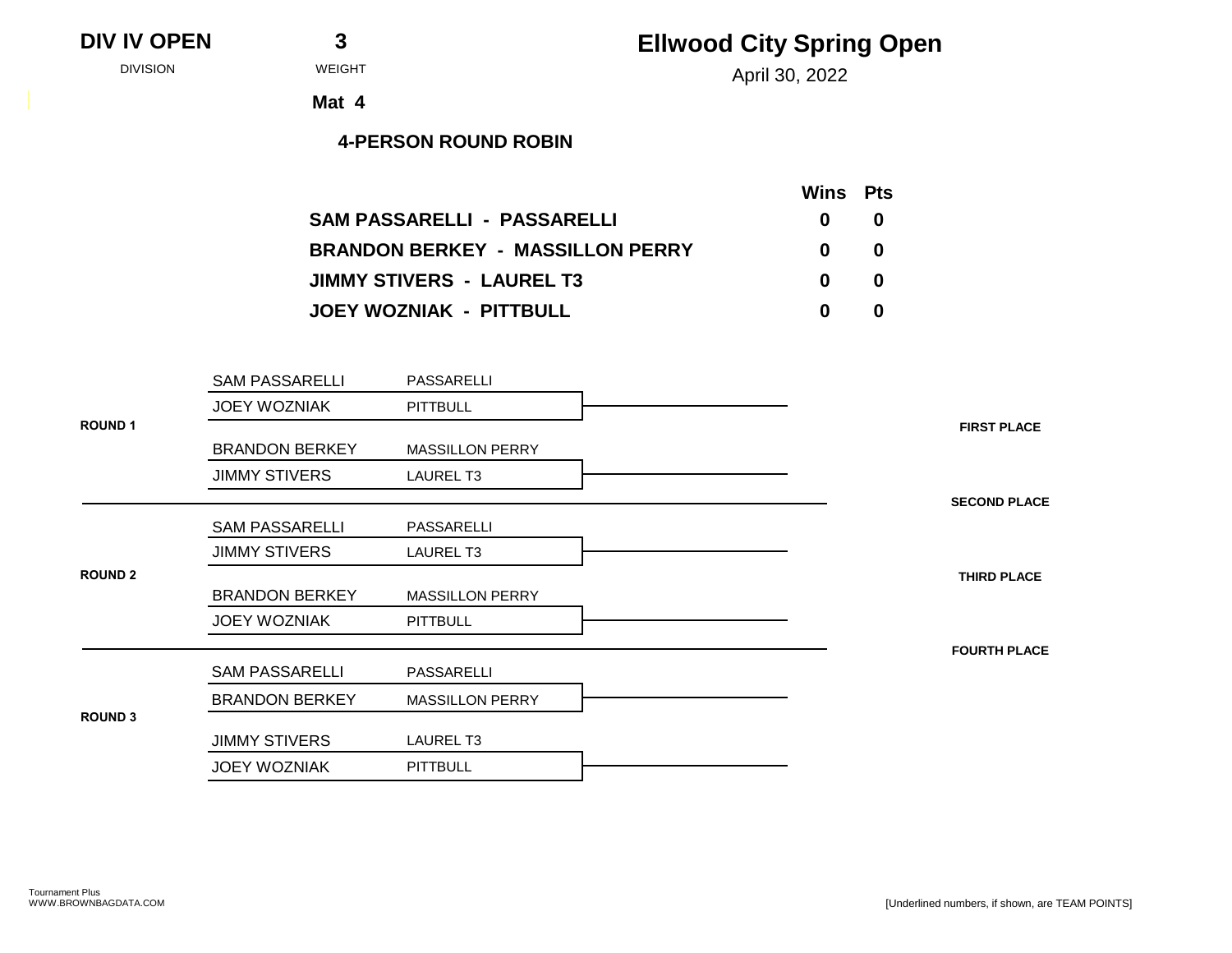**DIV IV OPEN** — DIVISION

**3** — WEIGHT

**Mat 4**

# Ellwood City Spring Open

April 30, 2022

## 4-PERSON ROUND ROBIN

| | Wins | Pts |
|---|---|---|
| **SAM PASSARELLI - PASSARELLI** | **0** | **0** |
| **BRANDON BERKEY - MASSILLON PERRY** | **0** | **0** |
| **JIMMY STIVERS - LAUREL T3** | **0** | **0** |
| **JOEY WOZNIAK - PITTBULL** | **0** | **0** |

**ROUND 1**

| Wrestler | Team |
|---|---|
| SAM PASSARELLI | PASSARELLI |
| JOEY WOZNIAK | PITTBULL |

| Wrestler | Team |
|---|---|
| BRANDON BERKEY | MASSILLON PERRY |
| JIMMY STIVERS | LAUREL T3 |

**ROUND 2**

| Wrestler | Team |
|---|---|
| SAM PASSARELLI | PASSARELLI |
| JIMMY STIVERS | LAUREL T3 |

| Wrestler | Team |
|---|---|
| BRANDON BERKEY | MASSILLON PERRY |
| JOEY WOZNIAK | PITTBULL |

**ROUND 3**

| Wrestler | Team |
|---|---|
| SAM PASSARELLI | PASSARELLI |
| BRANDON BERKEY | MASSILLON PERRY |

| Wrestler | Team |
|---|---|
| JIMMY STIVERS | LAUREL T3 |
| JOEY WOZNIAK | PITTBULL |

**FIRST PLACE**

**SECOND PLACE**

**THIRD PLACE**

**FOURTH PLACE**

Tournament Plus
WWW.BROWNBAGDATA.COM

[Underlined numbers, if shown, are TEAM POINTS]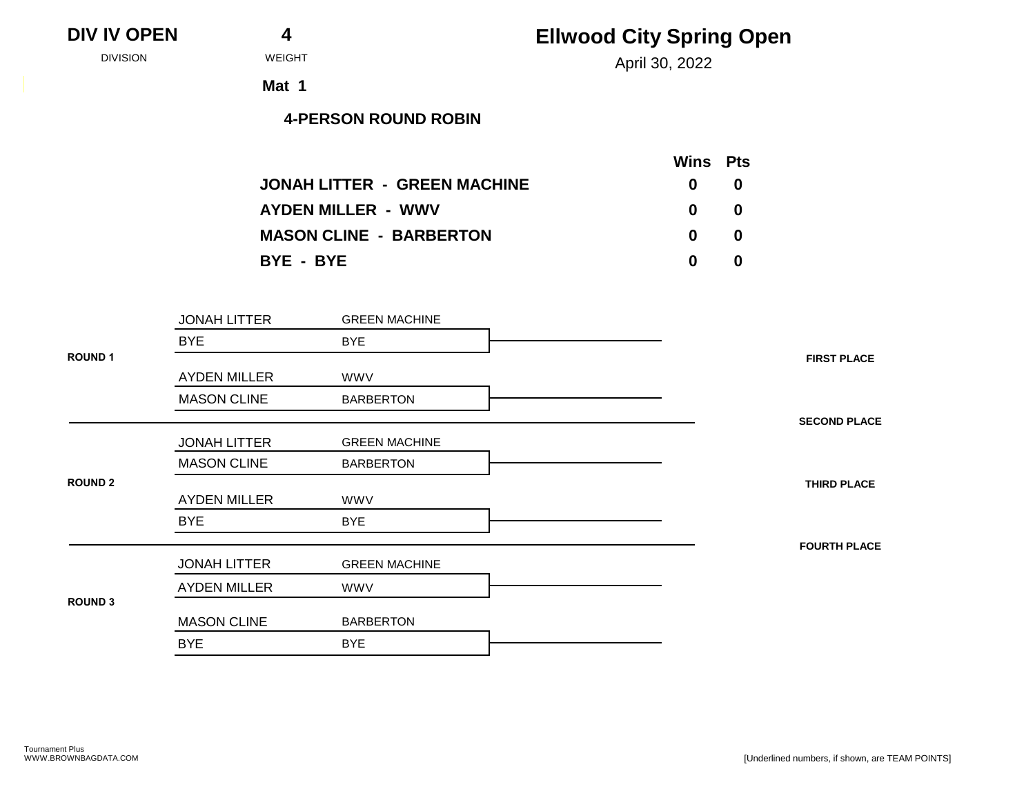**DIV IV OPEN** — DIVISION

**4** — WEIGHT

# Ellwood City Spring Open

April 30, 2022

**Mat 1**

**4-PERSON ROUND ROBIN**

| | Wins | Pts |
|---|---|---|
| **JONAH LITTER - GREEN MACHINE** | **0** | **0** |
| **AYDEN MILLER - WWV** | **0** | **0** |
| **MASON CLINE - BARBERTON** | **0** | **0** |
| **BYE - BYE** | **0** | **0** |

**ROUND 1**

| Wrestler | Team |
|---|---|
| JONAH LITTER | GREEN MACHINE |
| BYE | BYE |
| AYDEN MILLER | WWV |
| MASON CLINE | BARBERTON |

**ROUND 2**

| Wrestler | Team |
|---|---|
| JONAH LITTER | GREEN MACHINE |
| MASON CLINE | BARBERTON |
| AYDEN MILLER | WWV |
| BYE | BYE |

**ROUND 3**

| Wrestler | Team |
|---|---|
| JONAH LITTER | GREEN MACHINE |
| AYDEN MILLER | WWV |
| MASON CLINE | BARBERTON |
| BYE | BYE |

**FIRST PLACE**

**SECOND PLACE**

**THIRD PLACE**

**FOURTH PLACE**

Tournament Plus
WWW.BROWNBAGDATA.COM

[Underlined numbers, if shown, are TEAM POINTS]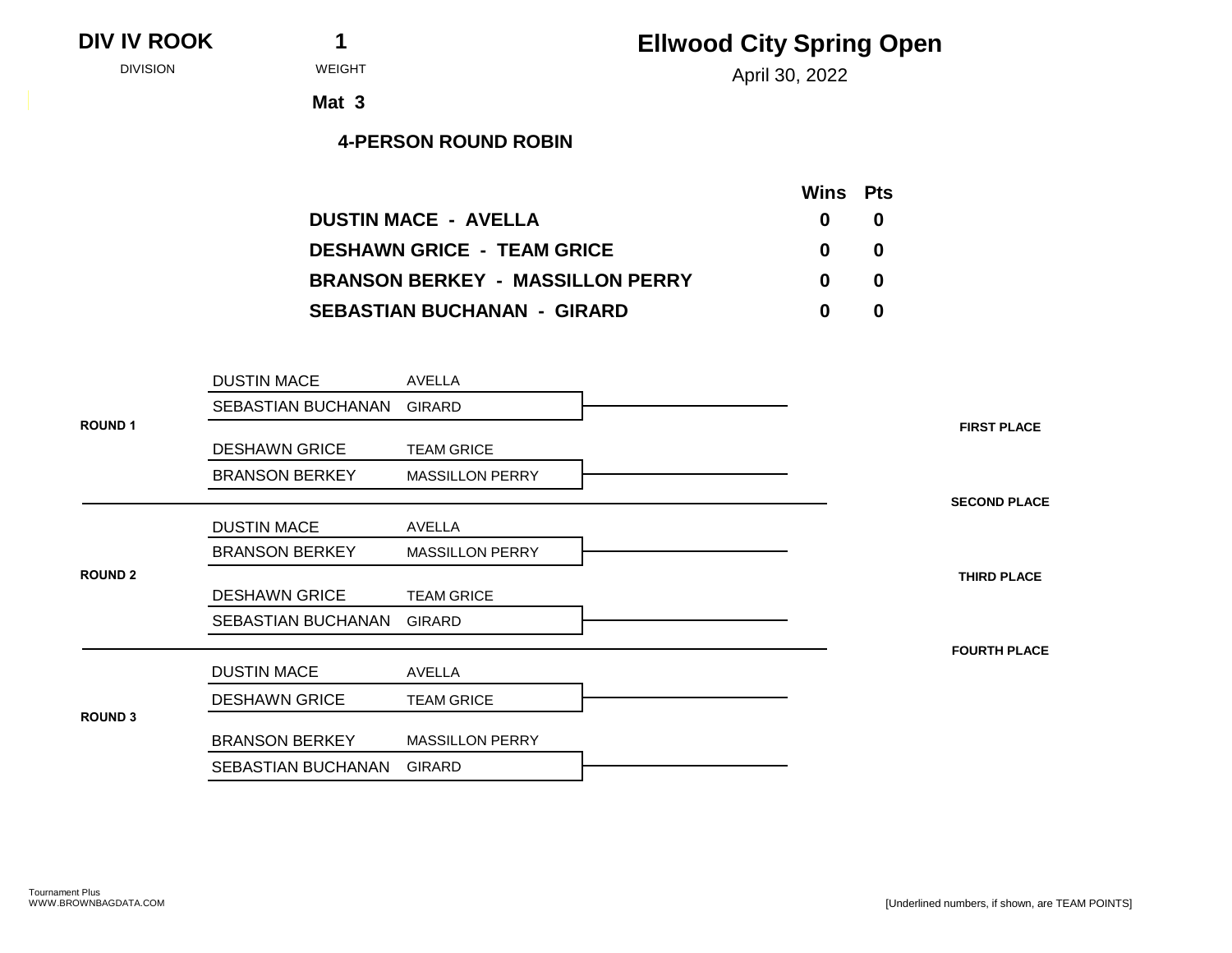**DIV IV ROOK** — DIVISION

**1** — WEIGHT

**Mat 3**

# Ellwood City Spring Open

April 30, 2022

## 4-PERSON ROUND ROBIN

| | Wins | Pts |
|---|---|---|
| **DUSTIN MACE - AVELLA** | 0 | 0 |
| **DESHAWN GRICE - TEAM GRICE** | 0 | 0 |
| **BRANSON BERKEY - MASSILLON PERRY** | 0 | 0 |
| **SEBASTIAN BUCHANAN - GIRARD** | 0 | 0 |

**ROUND 1**

| Wrestler | Team |
|---|---|
| DUSTIN MACE | AVELLA |
| SEBASTIAN BUCHANAN | GIRARD |
| DESHAWN GRICE | TEAM GRICE |
| BRANSON BERKEY | MASSILLON PERRY |

**ROUND 2**

| Wrestler | Team |
|---|---|
| DUSTIN MACE | AVELLA |
| BRANSON BERKEY | MASSILLON PERRY |
| DESHAWN GRICE | TEAM GRICE |
| SEBASTIAN BUCHANAN | GIRARD |

**ROUND 3**

| Wrestler | Team |
|---|---|
| DUSTIN MACE | AVELLA |
| DESHAWN GRICE | TEAM GRICE |
| BRANSON BERKEY | MASSILLON PERRY |
| SEBASTIAN BUCHANAN | GIRARD |

**FIRST PLACE**

**SECOND PLACE**

**THIRD PLACE**

**FOURTH PLACE**

Tournament Plus
WWW.BROWNBAGDATA.COM

[Underlined numbers, if shown, are TEAM POINTS]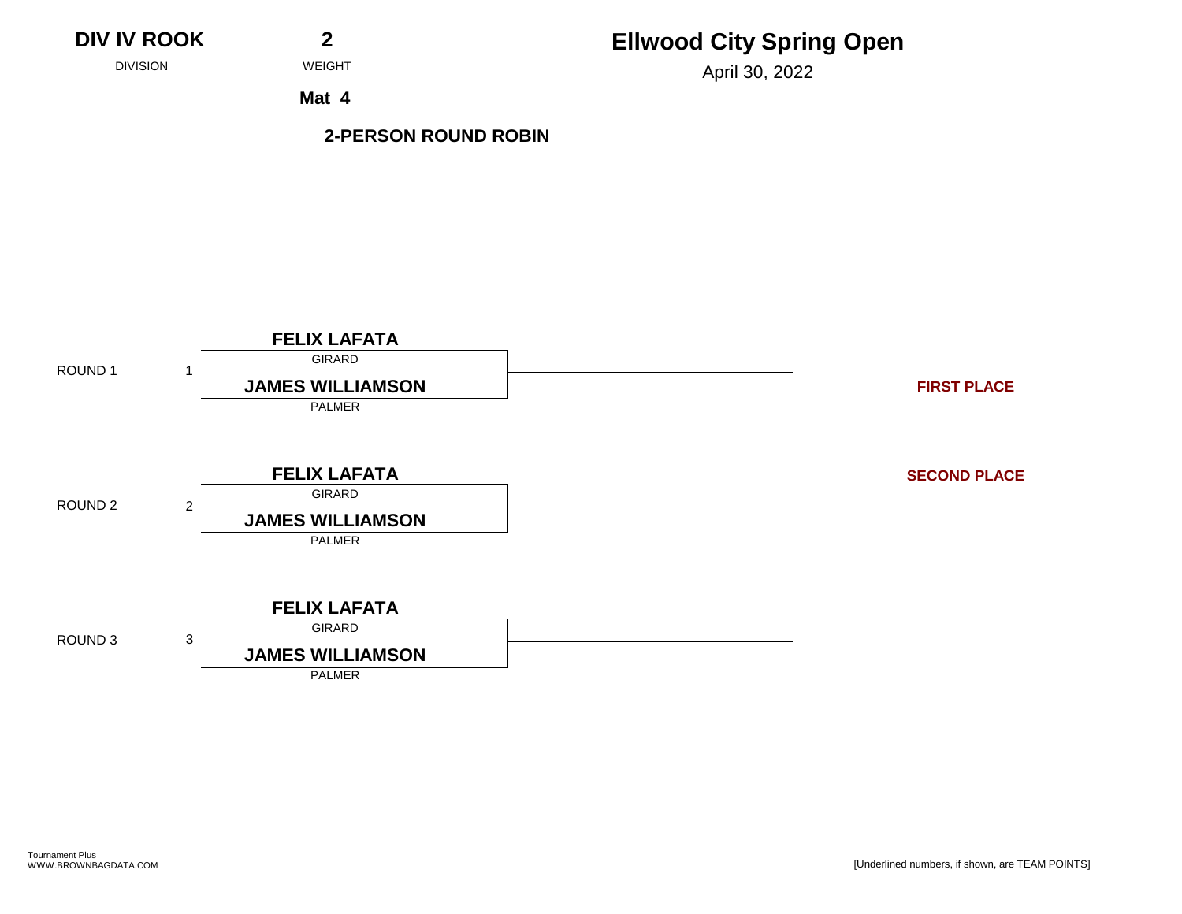**DIV IV ROOK** — DIVISION

**2** — WEIGHT

**Mat 4**

# Ellwood City Spring Open

April 30, 2022

## 2-PERSON ROUND ROBIN

| Round | Bout | Wrestlers | Winner |
| --- | --- | --- | --- |
| ROUND 1 | 1 | **FELIX LAFATA** (GIRARD) vs. **JAMES WILLIAMSON** (PALMER) | |
| ROUND 2 | 2 | **FELIX LAFATA** (GIRARD) vs. **JAMES WILLIAMSON** (PALMER) | |
| ROUND 3 | 3 | **FELIX LAFATA** (GIRARD) vs. **JAMES WILLIAMSON** (PALMER) | |

**FIRST PLACE**

**SECOND PLACE**

Tournament Plus
WWW.BROWNBAGDATA.COM

[Underlined numbers, if shown, are TEAM POINTS]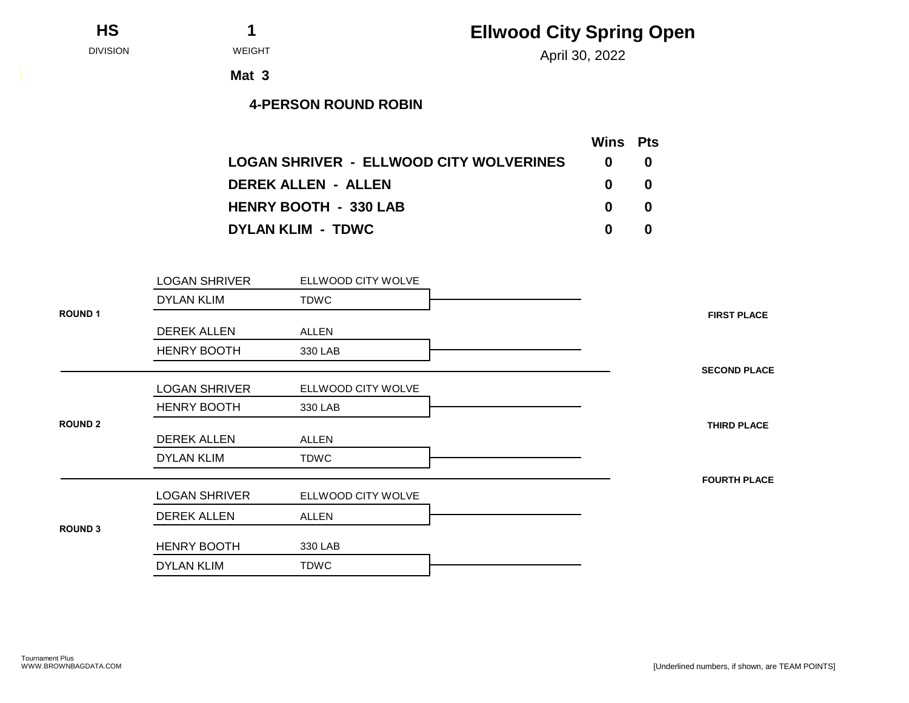**HS** DIVISION

**1** WEIGHT

**Mat 3**

# Ellwood City Spring Open

April 30, 2022

**4-PERSON ROUND ROBIN**

| | Wins | Pts |
|---|---|---|
| **LOGAN SHRIVER - ELLWOOD CITY WOLVERINES** | **0** | **0** |
| **DEREK ALLEN - ALLEN** | **0** | **0** |
| **HENRY BOOTH - 330 LAB** | **0** | **0** |
| **DYLAN KLIM - TDWC** | **0** | **0** |

**ROUND 1**

| Wrestler | Team |
|---|---|
| LOGAN SHRIVER | ELLWOOD CITY WOLVE |
| DYLAN KLIM | TDWC |

| Wrestler | Team |
|---|---|
| DEREK ALLEN | ALLEN |
| HENRY BOOTH | 330 LAB |

**ROUND 2**

| Wrestler | Team |
|---|---|
| LOGAN SHRIVER | ELLWOOD CITY WOLVE |
| HENRY BOOTH | 330 LAB |

| Wrestler | Team |
|---|---|
| DEREK ALLEN | ALLEN |
| DYLAN KLIM | TDWC |

**ROUND 3**

| Wrestler | Team |
|---|---|
| LOGAN SHRIVER | ELLWOOD CITY WOLVE |
| DEREK ALLEN | ALLEN |

| Wrestler | Team |
|---|---|
| HENRY BOOTH | 330 LAB |
| DYLAN KLIM | TDWC |

**FIRST PLACE**

**SECOND PLACE**

**THIRD PLACE**

**FOURTH PLACE**

Tournament Plus
WWW.BROWNBAGDATA.COM

[Underlined numbers, if shown, are TEAM POINTS]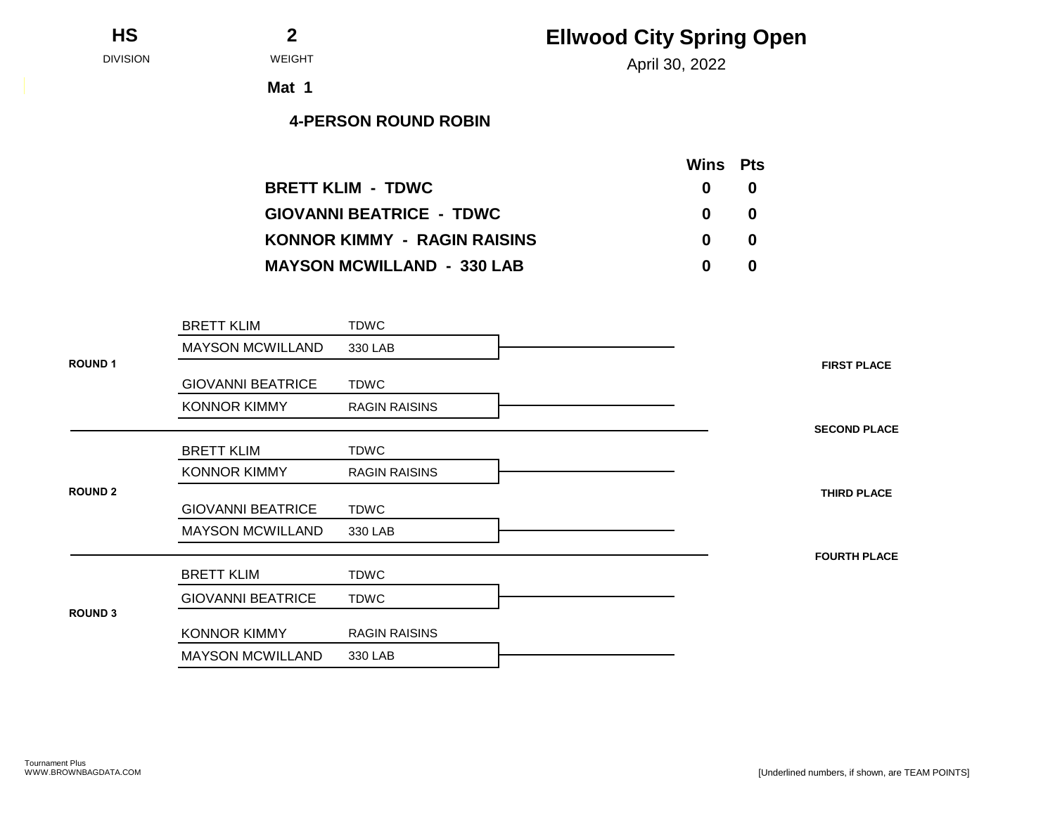**HS** DIVISION

**2** WEIGHT

# Ellwood City Spring Open

April 30, 2022

**Mat 1**

**4-PERSON ROUND ROBIN**

| | Wins | Pts |
|---|---|---|
| **BRETT KLIM - TDWC** | **0** | **0** |
| **GIOVANNI BEATRICE - TDWC** | **0** | **0** |
| **KONNOR KIMMY - RAGIN RAISINS** | **0** | **0** |
| **MAYSON MCWILLAND - 330 LAB** | **0** | **0** |

**ROUND 1**

| Wrestler | Team |
|---|---|
| BRETT KLIM | TDWC |
| MAYSON MCWILLAND | 330 LAB |

| Wrestler | Team |
|---|---|
| GIOVANNI BEATRICE | TDWC |
| KONNOR KIMMY | RAGIN RAISINS |

**ROUND 2**

| Wrestler | Team |
|---|---|
| BRETT KLIM | TDWC |
| KONNOR KIMMY | RAGIN RAISINS |

| Wrestler | Team |
|---|---|
| GIOVANNI BEATRICE | TDWC |
| MAYSON MCWILLAND | 330 LAB |

**ROUND 3**

| Wrestler | Team |
|---|---|
| BRETT KLIM | TDWC |
| GIOVANNI BEATRICE | TDWC |

| Wrestler | Team |
|---|---|
| KONNOR KIMMY | RAGIN RAISINS |
| MAYSON MCWILLAND | 330 LAB |

**FIRST PLACE**

**SECOND PLACE**

**THIRD PLACE**

**FOURTH PLACE**

Tournament Plus
WWW.BROWNBAGDATA.COM

[Underlined numbers, if shown, are TEAM POINTS]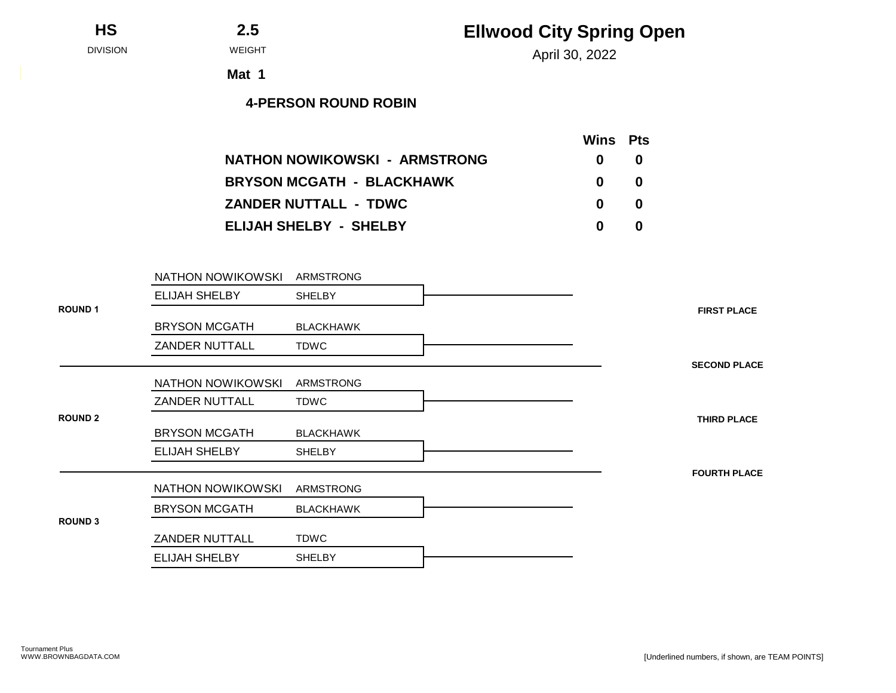**HS** DIVISION

**2.5** WEIGHT

**Mat 1**

# Ellwood City Spring Open

April 30, 2022

## 4-PERSON ROUND ROBIN

| | Wins | Pts |
|---|---|---|
| **NATHON NOWIKOWSKI - ARMSTRONG** | **0** | **0** |
| **BRYSON MCGATH - BLACKHAWK** | **0** | **0** |
| **ZANDER NUTTALL - TDWC** | **0** | **0** |
| **ELIJAH SHELBY - SHELBY** | **0** | **0** |

**ROUND 1**

| Wrestler | Team |
|---|---|
| NATHON NOWIKOWSKI | ARMSTRONG |
| ELIJAH SHELBY | SHELBY |

| Wrestler | Team |
|---|---|
| BRYSON MCGATH | BLACKHAWK |
| ZANDER NUTTALL | TDWC |

**ROUND 2**

| Wrestler | Team |
|---|---|
| NATHON NOWIKOWSKI | ARMSTRONG |
| ZANDER NUTTALL | TDWC |

| Wrestler | Team |
|---|---|
| BRYSON MCGATH | BLACKHAWK |
| ELIJAH SHELBY | SHELBY |

**ROUND 3**

| Wrestler | Team |
|---|---|
| NATHON NOWIKOWSKI | ARMSTRONG |
| BRYSON MCGATH | BLACKHAWK |

| Wrestler | Team |
|---|---|
| ZANDER NUTTALL | TDWC |
| ELIJAH SHELBY | SHELBY |

**FIRST PLACE**

**SECOND PLACE**

**THIRD PLACE**

**FOURTH PLACE**

Tournament Plus
WWW.BROWNBAGDATA.COM

[Underlined numbers, if shown, are TEAM POINTS]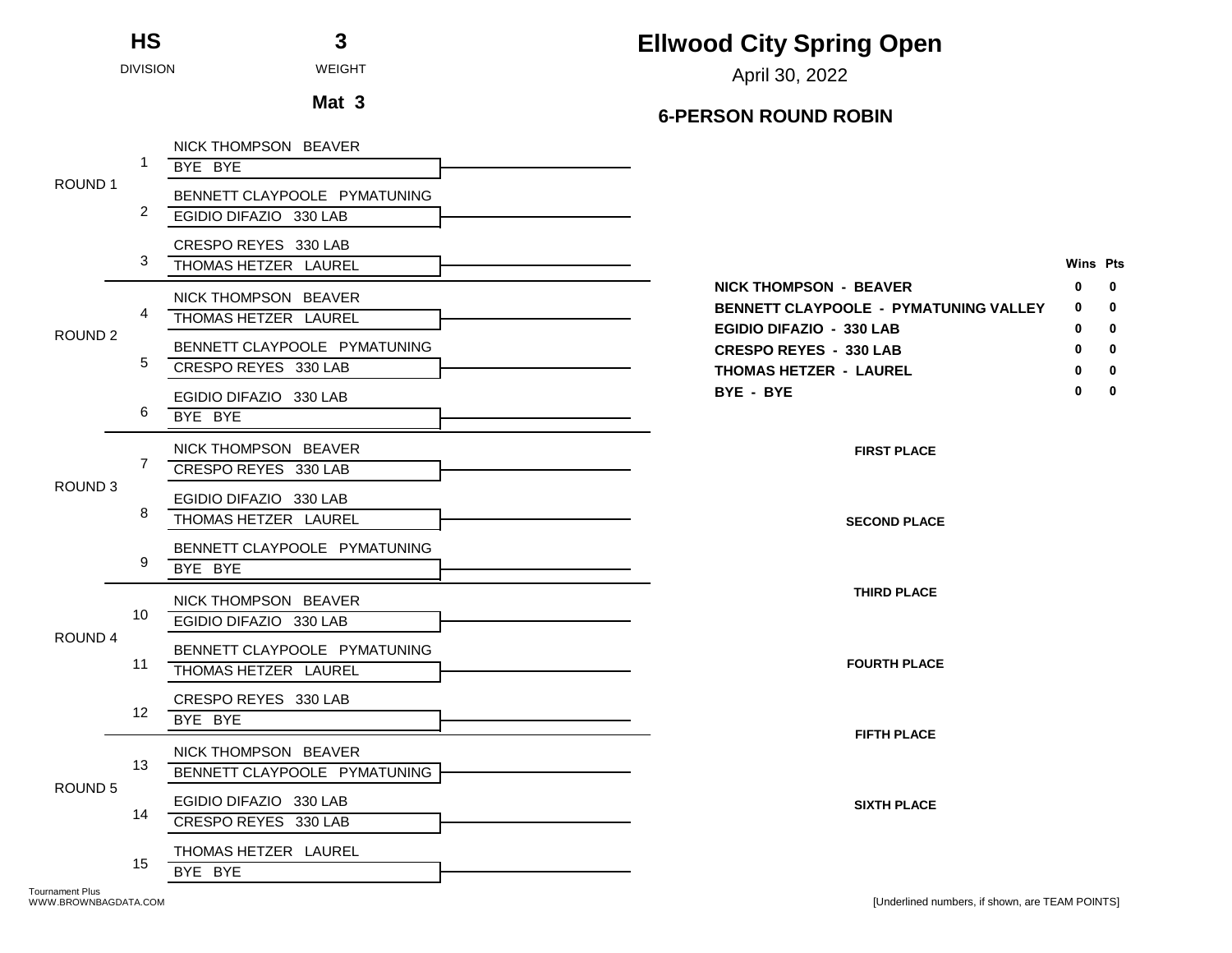**HS** — DIVISION

**3** — WEIGHT

**Mat 3**

# Ellwood City Spring Open

April 30, 2022

## 6-PERSON ROUND ROBIN

**ROUND 1**

1. NICK THOMPSON BEAVER / BYE BYE
2. BENNETT CLAYPOOLE PYMATUNING / EGIDIO DIFAZIO 330 LAB
3. CRESPO REYES 330 LAB / THOMAS HETZER LAUREL

**ROUND 2**

4. NICK THOMPSON BEAVER / THOMAS HETZER LAUREL
5. BENNETT CLAYPOOLE PYMATUNING / CRESPO REYES 330 LAB
6. EGIDIO DIFAZIO 330 LAB / BYE BYE

**ROUND 3**

7. NICK THOMPSON BEAVER / CRESPO REYES 330 LAB
8. EGIDIO DIFAZIO 330 LAB / THOMAS HETZER LAUREL
9. BENNETT CLAYPOOLE PYMATUNING / BYE BYE

**ROUND 4**

10. NICK THOMPSON BEAVER / EGIDIO DIFAZIO 330 LAB
11. BENNETT CLAYPOOLE PYMATUNING / THOMAS HETZER LAUREL
12. CRESPO REYES 330 LAB / BYE BYE

**ROUND 5**

13. NICK THOMPSON BEAVER / BENNETT CLAYPOOLE PYMATUNING
14. EGIDIO DIFAZIO 330 LAB / CRESPO REYES 330 LAB
15. THOMAS HETZER LAUREL / BYE BYE

| | Wins | Pts |
|---|---|---|
| **NICK THOMPSON - BEAVER** | 0 | 0 |
| **BENNETT CLAYPOOLE - PYMATUNING VALLEY** | 0 | 0 |
| **EGIDIO DIFAZIO - 330 LAB** | 0 | 0 |
| **CRESPO REYES - 330 LAB** | 0 | 0 |
| **THOMAS HETZER - LAUREL** | 0 | 0 |
| **BYE - BYE** | 0 | 0 |

**FIRST PLACE**

**SECOND PLACE**

**THIRD PLACE**

**FOURTH PLACE**

**FIFTH PLACE**

**SIXTH PLACE**

Tournament Plus
WWW.BROWNBAGDATA.COM

[Underlined numbers, if shown, are TEAM POINTS]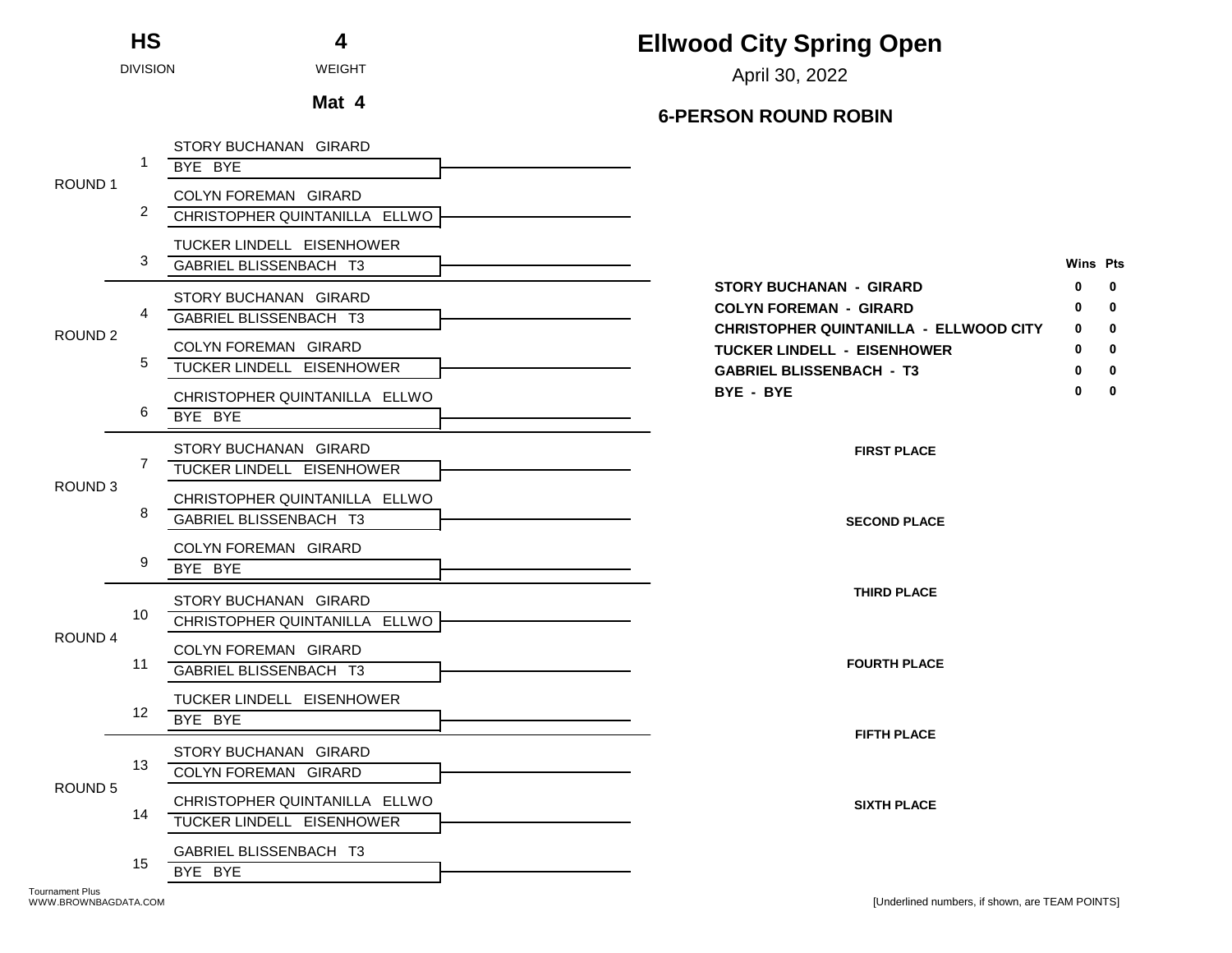**HS** DIVISION

**4** WEIGHT

**Mat 4**

# Ellwood City Spring Open

April 30, 2022

## 6-PERSON ROUND ROBIN

| Round | Bout | Wrestler | Opponent |
|---|---|---|---|
| ROUND 1 | 1 | STORY BUCHANAN GIRARD | BYE BYE |
| | 2 | COLYN FOREMAN GIRARD | CHRISTOPHER QUINTANILLA ELLWO |
| | 3 | TUCKER LINDELL EISENHOWER | GABRIEL BLISSENBACH T3 |
| ROUND 2 | 4 | STORY BUCHANAN GIRARD | GABRIEL BLISSENBACH T3 |
| | 5 | COLYN FOREMAN GIRARD | TUCKER LINDELL EISENHOWER |
| | 6 | CHRISTOPHER QUINTANILLA ELLWO | BYE BYE |
| ROUND 3 | 7 | STORY BUCHANAN GIRARD | TUCKER LINDELL EISENHOWER |
| | 8 | CHRISTOPHER QUINTANILLA ELLWO | GABRIEL BLISSENBACH T3 |
| | 9 | COLYN FOREMAN GIRARD | BYE BYE |
| ROUND 4 | 10 | STORY BUCHANAN GIRARD | CHRISTOPHER QUINTANILLA ELLWO |
| | 11 | COLYN FOREMAN GIRARD | GABRIEL BLISSENBACH T3 |
| | 12 | TUCKER LINDELL EISENHOWER | BYE BYE |
| ROUND 5 | 13 | STORY BUCHANAN GIRARD | COLYN FOREMAN GIRARD |
| | 14 | CHRISTOPHER QUINTANILLA ELLWO | TUCKER LINDELL EISENHOWER |
| | 15 | GABRIEL BLISSENBACH T3 | BYE BYE |

| | Wins | Pts |
|---|---|---|
| **STORY BUCHANAN - GIRARD** | **0** | **0** |
| **COLYN FOREMAN - GIRARD** | **0** | **0** |
| **CHRISTOPHER QUINTANILLA - ELLWOOD CITY** | **0** | **0** |
| **TUCKER LINDELL - EISENHOWER** | **0** | **0** |
| **GABRIEL BLISSENBACH - T3** | **0** | **0** |
| **BYE - BYE** | **0** | **0** |

**FIRST PLACE**

**SECOND PLACE**

**THIRD PLACE**

**FOURTH PLACE**

**FIFTH PLACE**

**SIXTH PLACE**

Tournament Plus
WWW.BROWNBAGDATA.COM

[Underlined numbers, if shown, are TEAM POINTS]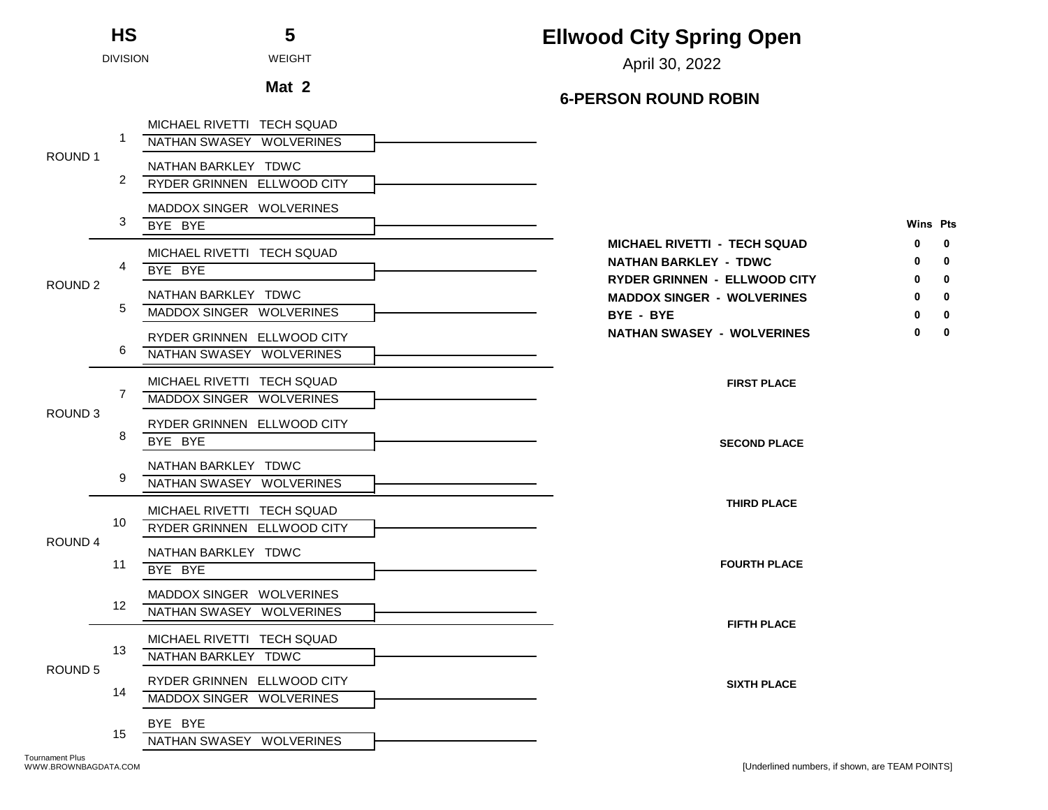**HS** DIVISION

**5** WEIGHT

**Mat 2**

# Ellwood City Spring Open

April 30, 2022

## 6-PERSON ROUND ROBIN

| Round | Bout | Wrestler 1 | Wrestler 2 | Result |
|---|---|---|---|---|
| ROUND 1 | 1 | MICHAEL RIVETTI TECH SQUAD | NATHAN SWASEY WOLVERINES | |
| | 2 | NATHAN BARKLEY TDWC | RYDER GRINNEN ELLWOOD CITY | |
| | 3 | MADDOX SINGER WOLVERINES | BYE BYE | |
| ROUND 2 | 4 | MICHAEL RIVETTI TECH SQUAD | BYE BYE | |
| | 5 | NATHAN BARKLEY TDWC | MADDOX SINGER WOLVERINES | |
| | 6 | RYDER GRINNEN ELLWOOD CITY | NATHAN SWASEY WOLVERINES | |
| ROUND 3 | 7 | MICHAEL RIVETTI TECH SQUAD | MADDOX SINGER WOLVERINES | |
| | 8 | RYDER GRINNEN ELLWOOD CITY | BYE BYE | |
| | 9 | NATHAN BARKLEY TDWC | NATHAN SWASEY WOLVERINES | |
| ROUND 4 | 10 | MICHAEL RIVETTI TECH SQUAD | RYDER GRINNEN ELLWOOD CITY | |
| | 11 | NATHAN BARKLEY TDWC | BYE BYE | |
| | 12 | MADDOX SINGER WOLVERINES | NATHAN SWASEY WOLVERINES | |
| ROUND 5 | 13 | MICHAEL RIVETTI TECH SQUAD | NATHAN BARKLEY TDWC | |
| | 14 | RYDER GRINNEN ELLWOOD CITY | MADDOX SINGER WOLVERINES | |
| | 15 | BYE BYE | NATHAN SWASEY WOLVERINES | |

| Wrestler | Wins | Pts |
|---|---|---|
| **MICHAEL RIVETTI - TECH SQUAD** | **0** | **0** |
| **NATHAN BARKLEY - TDWC** | **0** | **0** |
| **RYDER GRINNEN - ELLWOOD CITY** | **0** | **0** |
| **MADDOX SINGER - WOLVERINES** | **0** | **0** |
| **BYE - BYE** | **0** | **0** |
| **NATHAN SWASEY - WOLVERINES** | **0** | **0** |

**FIRST PLACE**

**SECOND PLACE**

**THIRD PLACE**

**FOURTH PLACE**

**FIFTH PLACE**

**SIXTH PLACE**

Tournament Plus
WWW.BROWNBAGDATA.COM

[Underlined numbers, if shown, are TEAM POINTS]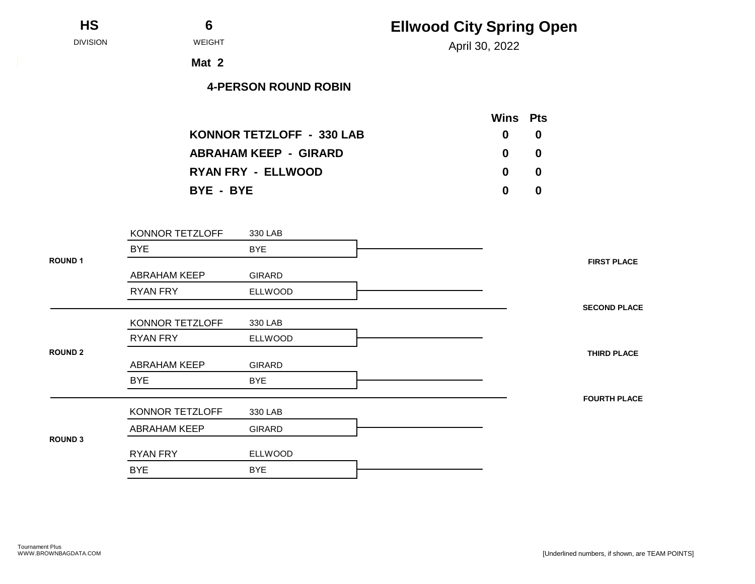**HS** DIVISION | **6** WEIGHT

**Mat 2**

# Ellwood City Spring Open

April 30, 2022

### 4-PERSON ROUND ROBIN

| | Wins | Pts |
|---|---|---|
| **KONNOR TETZLOFF - 330 LAB** | **0** | **0** |
| **ABRAHAM KEEP - GIRARD** | **0** | **0** |
| **RYAN FRY - ELLWOOD** | **0** | **0** |
| **BYE - BYE** | **0** | **0** |

**ROUND 1**

| Wrestler | Team |
|---|---|
| KONNOR TETZLOFF | 330 LAB |
| BYE | BYE |
| ABRAHAM KEEP | GIRARD |
| RYAN FRY | ELLWOOD |

**ROUND 2**

| Wrestler | Team |
|---|---|
| KONNOR TETZLOFF | 330 LAB |
| RYAN FRY | ELLWOOD |
| ABRAHAM KEEP | GIRARD |
| BYE | BYE |

**ROUND 3**

| Wrestler | Team |
|---|---|
| KONNOR TETZLOFF | 330 LAB |
| ABRAHAM KEEP | GIRARD |
| RYAN FRY | ELLWOOD |
| BYE | BYE |

**FIRST PLACE**

**SECOND PLACE**

**THIRD PLACE**

**FOURTH PLACE**

Tournament Plus
WWW.BROWNBAGDATA.COM

[Underlined numbers, if shown, are TEAM POINTS]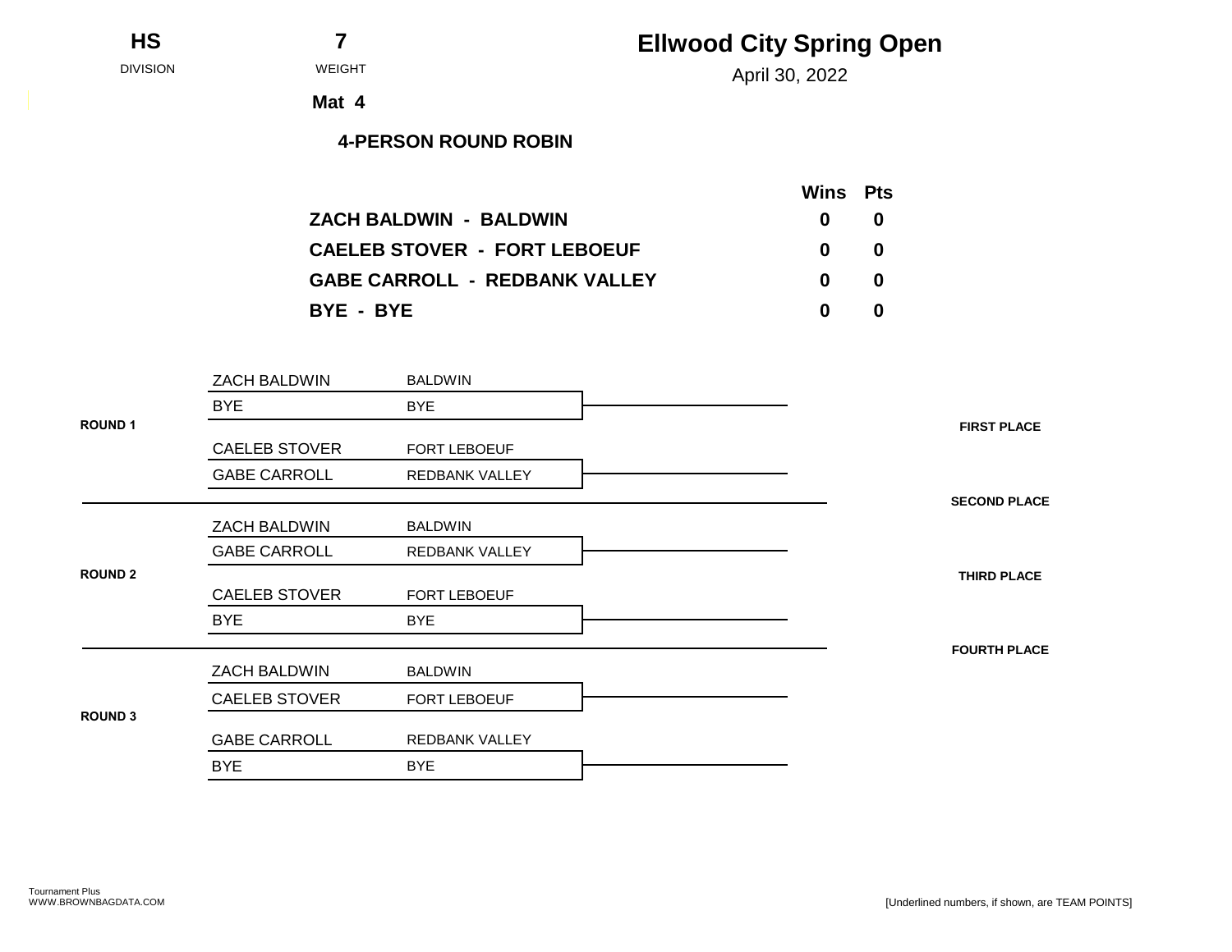**HS** DIVISION

**7** WEIGHT

# Ellwood City Spring Open

April 30, 2022

**Mat 4**

**4-PERSON ROUND ROBIN**

| | Wins | Pts |
|---|---|---|
| **ZACH BALDWIN - BALDWIN** | **0** | **0** |
| **CAELEB STOVER - FORT LEBOEUF** | **0** | **0** |
| **GABE CARROLL - REDBANK VALLEY** | **0** | **0** |
| **BYE - BYE** | **0** | **0** |

**ROUND 1**

| Wrestler | Team |
|---|---|
| ZACH BALDWIN | BALDWIN |
| BYE | BYE |
| CAELEB STOVER | FORT LEBOEUF |
| GABE CARROLL | REDBANK VALLEY |

**ROUND 2**

| Wrestler | Team |
|---|---|
| ZACH BALDWIN | BALDWIN |
| GABE CARROLL | REDBANK VALLEY |
| CAELEB STOVER | FORT LEBOEUF |
| BYE | BYE |

**ROUND 3**

| Wrestler | Team |
|---|---|
| ZACH BALDWIN | BALDWIN |
| CAELEB STOVER | FORT LEBOEUF |
| GABE CARROLL | REDBANK VALLEY |
| BYE | BYE |

**FIRST PLACE**

**SECOND PLACE**

**THIRD PLACE**

**FOURTH PLACE**

Tournament Plus
WWW.BROWNBAGDATA.COM

[Underlined numbers, if shown, are TEAM POINTS]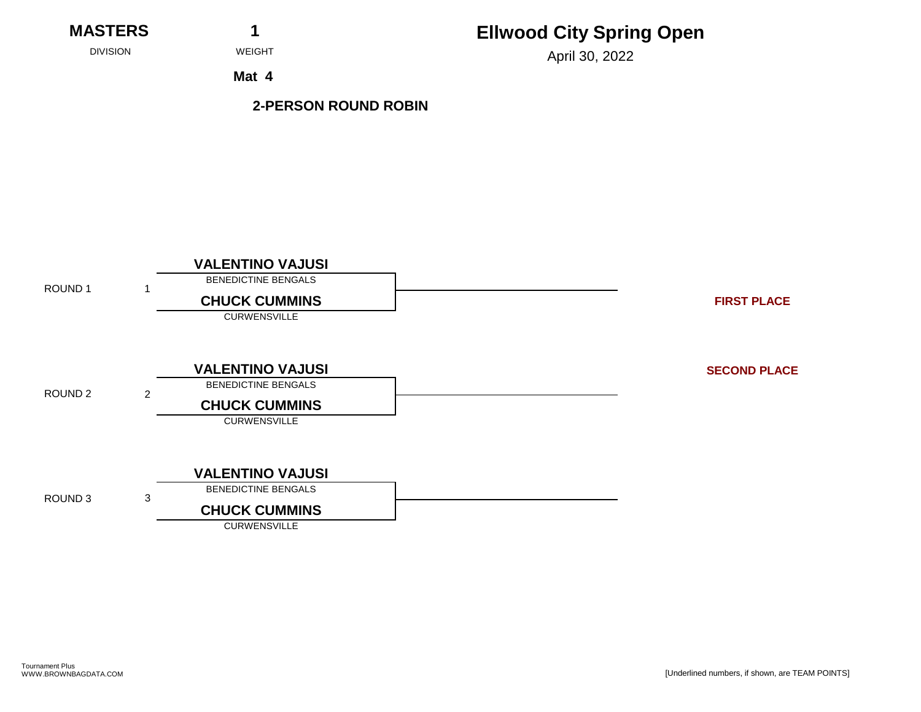**MASTERS** DIVISION

**1** WEIGHT

**Mat 4**

# Ellwood City Spring Open

April 30, 2022

**2-PERSON ROUND ROBIN**

| Round | Bout | Wrestler | Team |
|---|---|---|---|
| ROUND 1 | 1 | **VALENTINO VAJUSI** | BENEDICTINE BENGALS |
| | | **CHUCK CUMMINS** | CURWENSVILLE |
| ROUND 2 | 2 | **VALENTINO VAJUSI** | BENEDICTINE BENGALS |
| | | **CHUCK CUMMINS** | CURWENSVILLE |
| ROUND 3 | 3 | **VALENTINO VAJUSI** | BENEDICTINE BENGALS |
| | | **CHUCK CUMMINS** | CURWENSVILLE |

**FIRST PLACE**

**SECOND PLACE**

Tournament Plus
WWW.BROWNBAGDATA.COM

[Underlined numbers, if shown, are TEAM POINTS]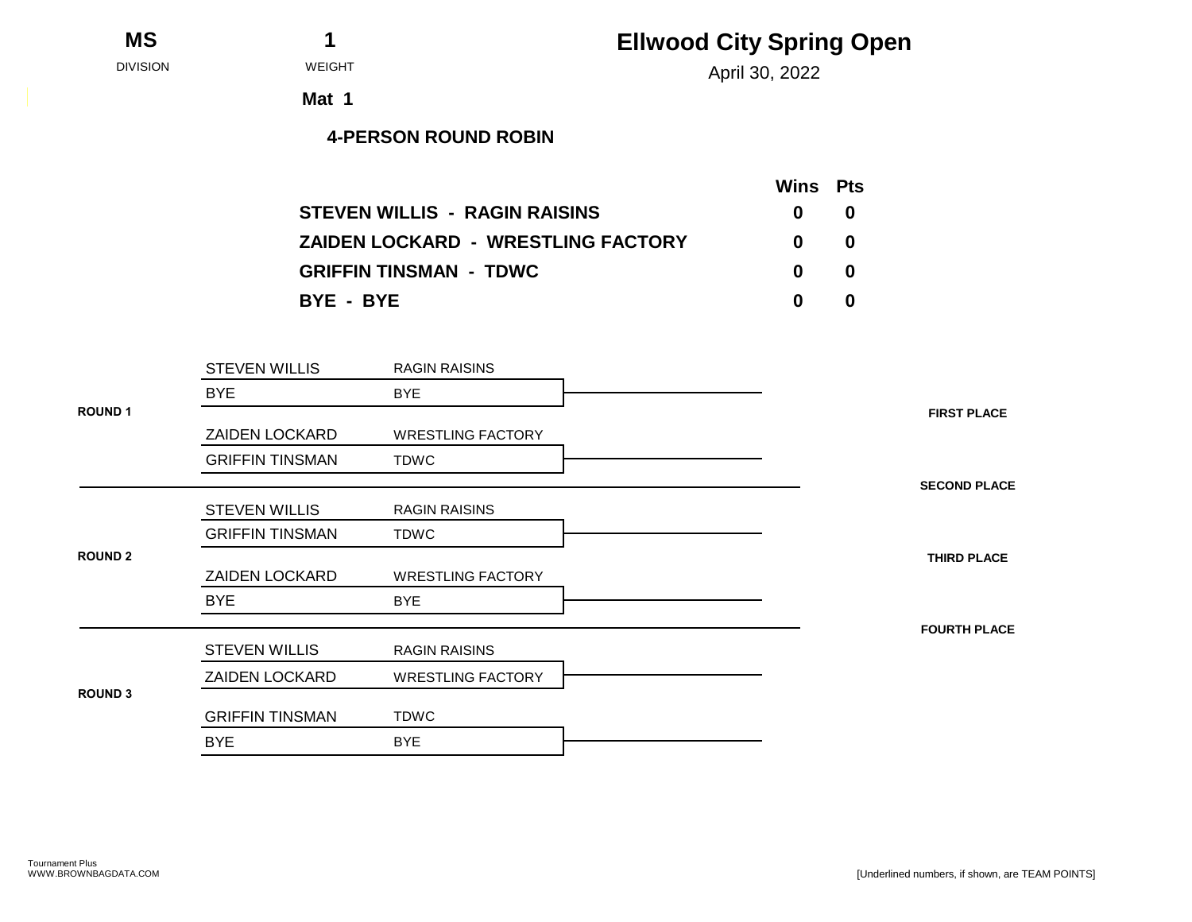**MS** DIVISION | **1** WEIGHT

# Ellwood City Spring Open

April 30, 2022

**Mat 1**

**4-PERSON ROUND ROBIN**

| | Wins | Pts |
|---|---|---|
| **STEVEN WILLIS - RAGIN RAISINS** | **0** | **0** |
| **ZAIDEN LOCKARD - WRESTLING FACTORY** | **0** | **0** |
| **GRIFFIN TINSMAN - TDWC** | **0** | **0** |
| **BYE - BYE** | **0** | **0** |

**ROUND 1**

| Wrestler | Team |
|---|---|
| STEVEN WILLIS | RAGIN RAISINS |
| BYE | BYE |

| Wrestler | Team |
|---|---|
| ZAIDEN LOCKARD | WRESTLING FACTORY |
| GRIFFIN TINSMAN | TDWC |

**ROUND 2**

| Wrestler | Team |
|---|---|
| STEVEN WILLIS | RAGIN RAISINS |
| GRIFFIN TINSMAN | TDWC |

| Wrestler | Team |
|---|---|
| ZAIDEN LOCKARD | WRESTLING FACTORY |
| BYE | BYE |

**ROUND 3**

| Wrestler | Team |
|---|---|
| STEVEN WILLIS | RAGIN RAISINS |
| ZAIDEN LOCKARD | WRESTLING FACTORY |

| Wrestler | Team |
|---|---|
| GRIFFIN TINSMAN | TDWC |
| BYE | BYE |

**FIRST PLACE**

**SECOND PLACE**

**THIRD PLACE**

**FOURTH PLACE**

Tournament Plus
WWW.BROWNBAGDATA.COM

[Underlined numbers, if shown, are TEAM POINTS]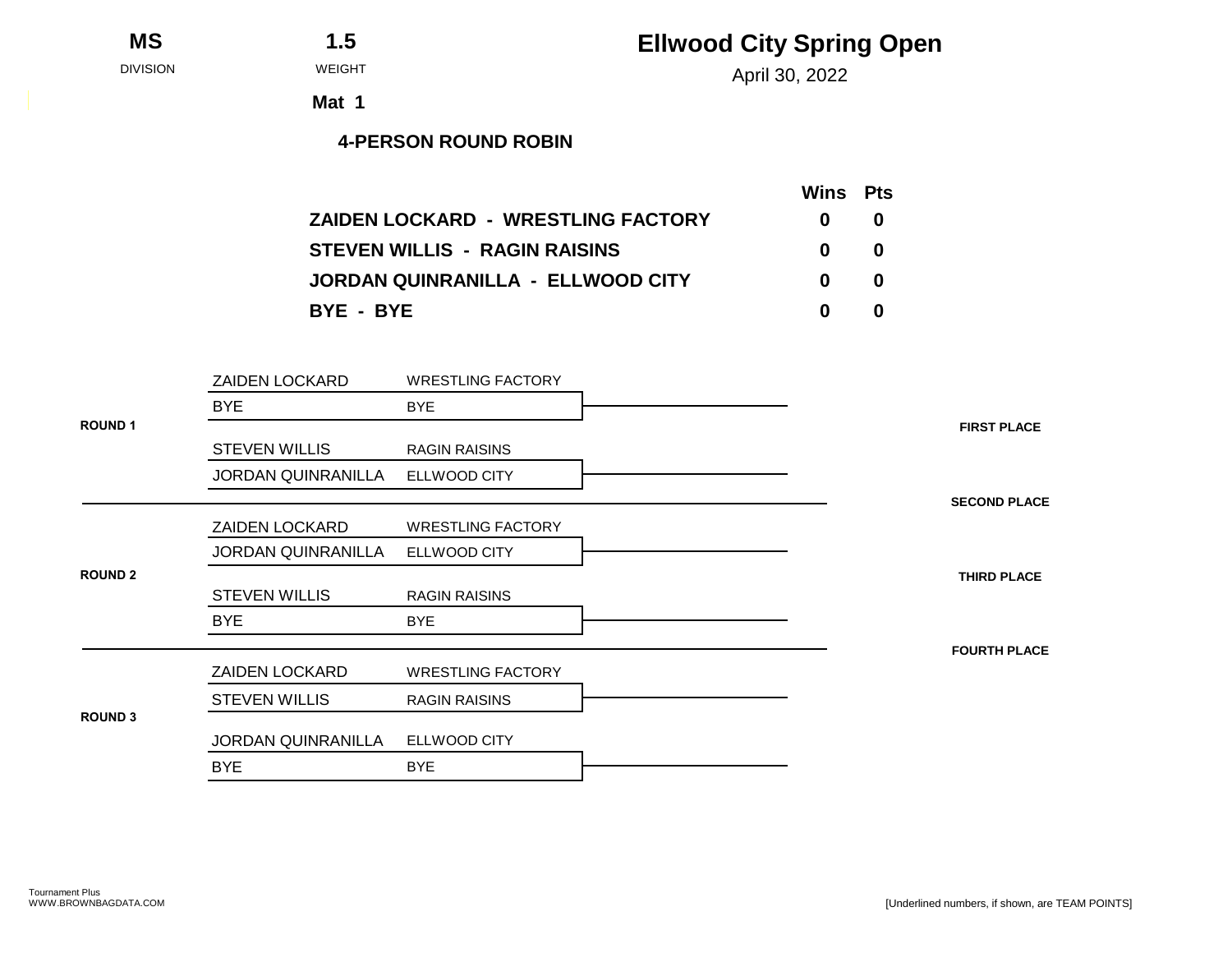**MS** DIVISION

**1.5** WEIGHT

**Mat 1**

# Ellwood City Spring Open

April 30, 2022

## 4-PERSON ROUND ROBIN

| | Wins | Pts |
|---|---|---|
| ZAIDEN LOCKARD - WRESTLING FACTORY | 0 | 0 |
| STEVEN WILLIS - RAGIN RAISINS | 0 | 0 |
| JORDAN QUINRANILLA - ELLWOOD CITY | 0 | 0 |
| BYE - BYE | 0 | 0 |

**ROUND 1**

| Wrestler | Team |
|---|---|
| ZAIDEN LOCKARD | WRESTLING FACTORY |
| BYE | BYE |

| Wrestler | Team |
|---|---|
| STEVEN WILLIS | RAGIN RAISINS |
| JORDAN QUINRANILLA | ELLWOOD CITY |

**ROUND 2**

| Wrestler | Team |
|---|---|
| ZAIDEN LOCKARD | WRESTLING FACTORY |
| JORDAN QUINRANILLA | ELLWOOD CITY |

| Wrestler | Team |
|---|---|
| STEVEN WILLIS | RAGIN RAISINS |
| BYE | BYE |

**ROUND 3**

| Wrestler | Team |
|---|---|
| ZAIDEN LOCKARD | WRESTLING FACTORY |
| STEVEN WILLIS | RAGIN RAISINS |

| Wrestler | Team |
|---|---|
| JORDAN QUINRANILLA | ELLWOOD CITY |
| BYE | BYE |

**FIRST PLACE**

**SECOND PLACE**

**THIRD PLACE**

**FOURTH PLACE**

Tournament Plus
WWW.BROWNBAGDATA.COM

[Underlined numbers, if shown, are TEAM POINTS]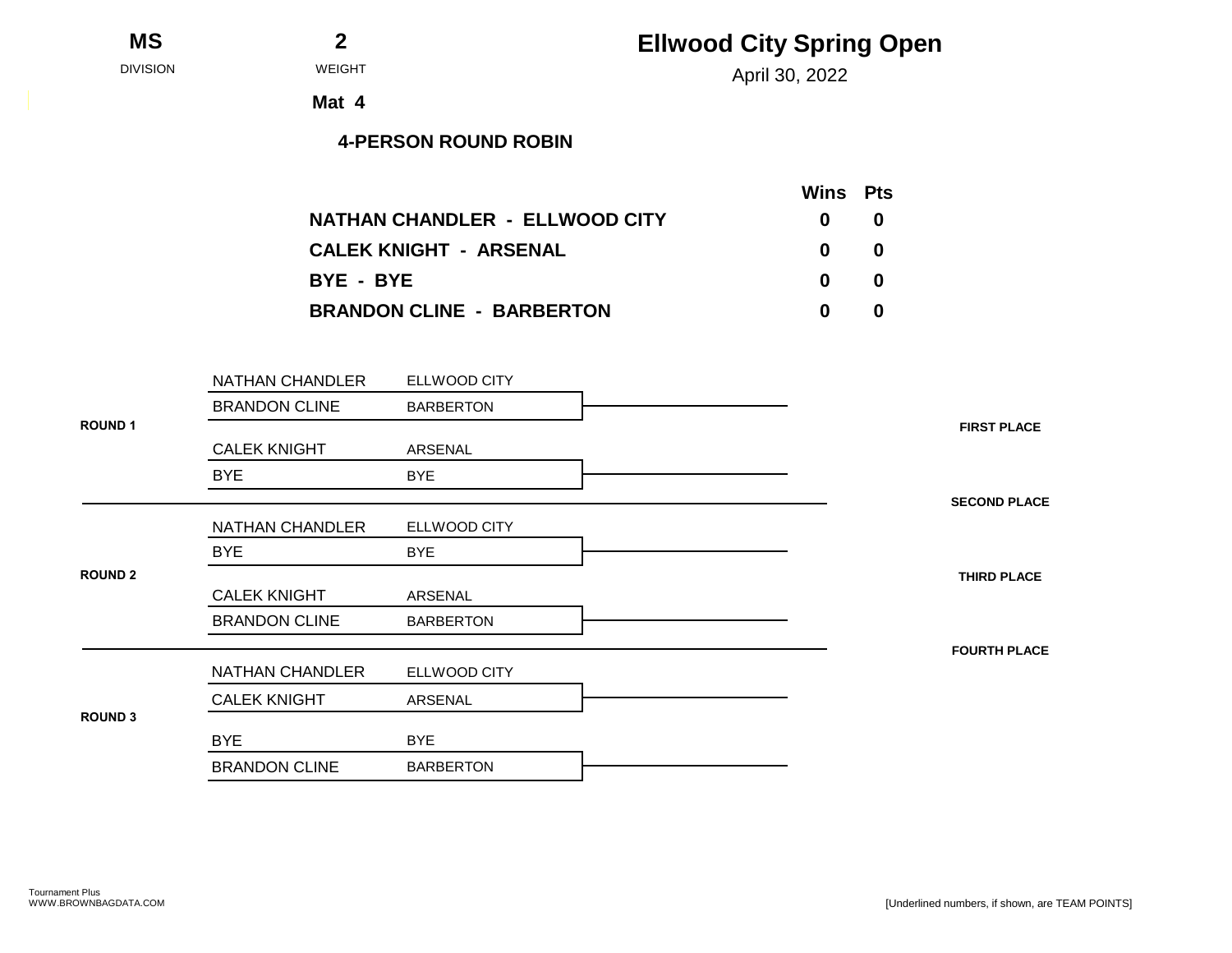**MS** DIVISION

**2** WEIGHT

**Mat 4**

# Ellwood City Spring Open

April 30, 2022

## 4-PERSON ROUND ROBIN

| | Wins | Pts |
|---|---|---|
| **NATHAN CHANDLER - ELLWOOD CITY** | 0 | 0 |
| **CALEK KNIGHT - ARSENAL** | 0 | 0 |
| **BYE - BYE** | 0 | 0 |
| **BRANDON CLINE - BARBERTON** | 0 | 0 |

**ROUND 1**

| Wrestler | Team |
|---|---|
| NATHAN CHANDLER | ELLWOOD CITY |
| BRANDON CLINE | BARBERTON |

| Wrestler | Team |
|---|---|
| CALEK KNIGHT | ARSENAL |
| BYE | BYE |

**ROUND 2**

| Wrestler | Team |
|---|---|
| NATHAN CHANDLER | ELLWOOD CITY |
| BYE | BYE |

| Wrestler | Team |
|---|---|
| CALEK KNIGHT | ARSENAL |
| BRANDON CLINE | BARBERTON |

**ROUND 3**

| Wrestler | Team |
|---|---|
| NATHAN CHANDLER | ELLWOOD CITY |
| CALEK KNIGHT | ARSENAL |

| Wrestler | Team |
|---|---|
| BYE | BYE |
| BRANDON CLINE | BARBERTON |

**FIRST PLACE**

**SECOND PLACE**

**THIRD PLACE**

**FOURTH PLACE**

Tournament Plus
WWW.BROWNBAGDATA.COM

[Underlined numbers, if shown, are TEAM POINTS]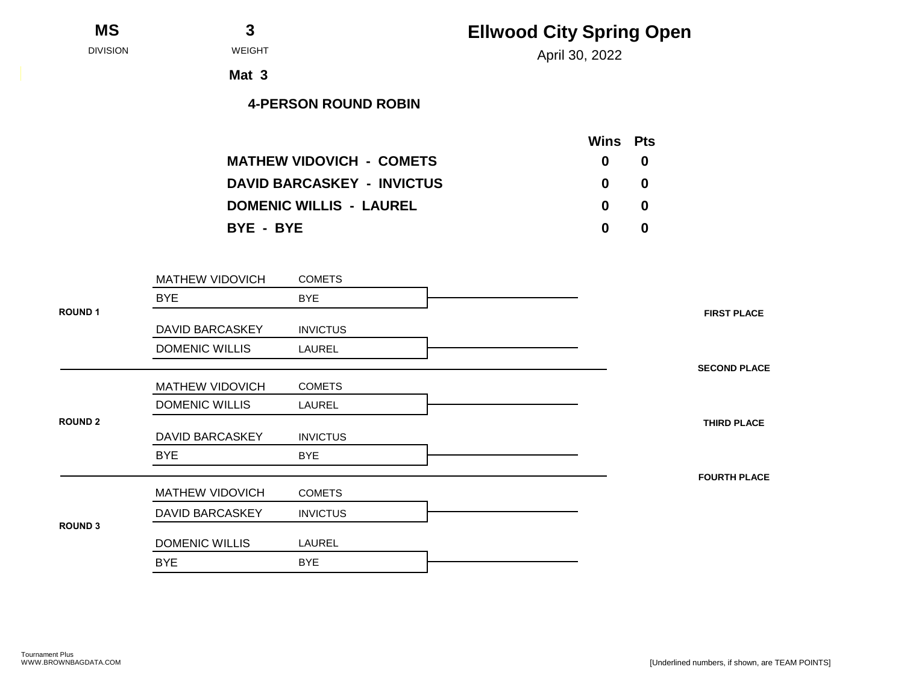**MS** DIVISION

**3** WEIGHT

**Mat 3**

# Ellwood City Spring Open

April 30, 2022

## 4-PERSON ROUND ROBIN

| | Wins | Pts |
|---|---|---|
| **MATHEW VIDOVICH - COMETS** | 0 | 0 |
| **DAVID BARCASKEY - INVICTUS** | 0 | 0 |
| **DOMENIC WILLIS - LAUREL** | 0 | 0 |
| **BYE - BYE** | 0 | 0 |

**ROUND 1**

| Wrestler | Team |
|---|---|
| MATHEW VIDOVICH | COMETS |
| BYE | BYE |

| Wrestler | Team |
|---|---|
| DAVID BARCASKEY | INVICTUS |
| DOMENIC WILLIS | LAUREL |

**ROUND 2**

| Wrestler | Team |
|---|---|
| MATHEW VIDOVICH | COMETS |
| DOMENIC WILLIS | LAUREL |

| Wrestler | Team |
|---|---|
| DAVID BARCASKEY | INVICTUS |
| BYE | BYE |

**ROUND 3**

| Wrestler | Team |
|---|---|
| MATHEW VIDOVICH | COMETS |
| DAVID BARCASKEY | INVICTUS |

| Wrestler | Team |
|---|---|
| DOMENIC WILLIS | LAUREL |
| BYE | BYE |

**FIRST PLACE**

**SECOND PLACE**

**THIRD PLACE**

**FOURTH PLACE**

Tournament Plus
WWW.BROWNBAGDATA.COM

[Underlined numbers, if shown, are TEAM POINTS]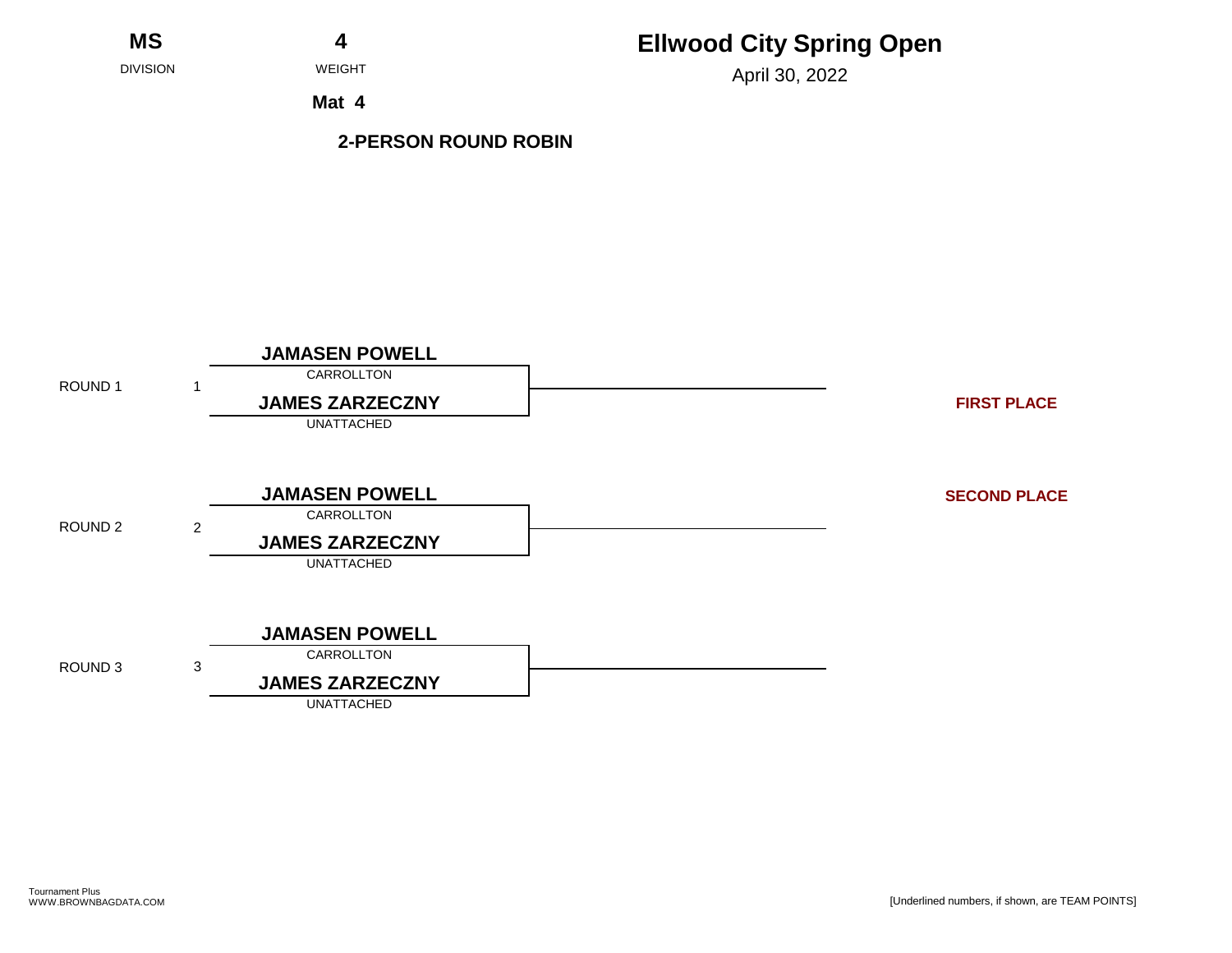**MS** DIVISION

**4** WEIGHT

**Mat 4**

# Ellwood City Spring Open

April 30, 2022

**2-PERSON ROUND ROBIN**

ROUND 1 — 1

**JAMASEN POWELL**
CARROLLTON

**JAMES ZARZECZNY**
UNATTACHED

**FIRST PLACE**

ROUND 2 — 2

**JAMASEN POWELL**
CARROLLTON

**JAMES ZARZECZNY**
UNATTACHED

**SECOND PLACE**

ROUND 3 — 3

**JAMASEN POWELL**
CARROLLTON

**JAMES ZARZECZNY**
UNATTACHED

Tournament Plus
WWW.BROWNBAGDATA.COM

[Underlined numbers, if shown, are TEAM POINTS]